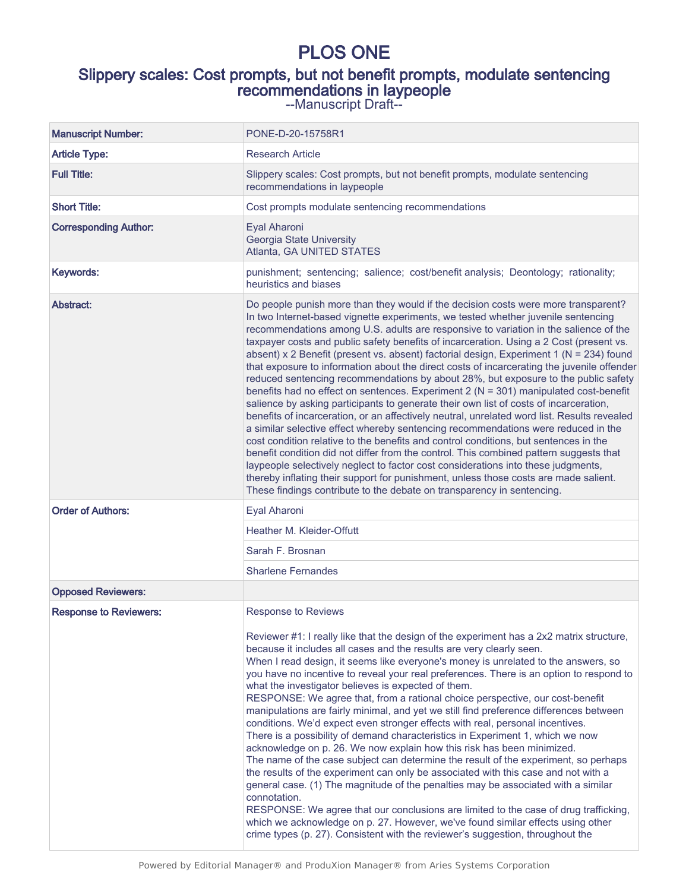# PLOS ONE

## Slippery scales: Cost prompts, but not benefit prompts, modulate sentencing recommendations in laypeople

--Manuscript Draft--

| | |
|---|---|
| **Manuscript Number:** | PONE-D-20-15758R1 |
| **Article Type:** | Research Article |
| **Full Title:** | Slippery scales: Cost prompts, but not benefit prompts, modulate sentencing recommendations in laypeople |
| **Short Title:** | Cost prompts modulate sentencing recommendations |
| **Corresponding Author:** | Eyal Aharoni<br>Georgia State University<br>Atlanta, GA UNITED STATES |
| **Keywords:** | punishment; sentencing; salience; cost/benefit analysis; Deontology; rationality; heuristics and biases |
| **Abstract:** | Do people punish more than they would if the decision costs were more transparent? In two Internet-based vignette experiments, we tested whether juvenile sentencing recommendations among U.S. adults are responsive to variation in the salience of the taxpayer costs and public safety benefits of incarceration. Using a 2 Cost (present vs. absent) x 2 Benefit (present vs. absent) factorial design, Experiment 1 (N = 234) found that exposure to information about the direct costs of incarcerating the juvenile offender reduced sentencing recommendations by about 28%, but exposure to the public safety benefits had no effect on sentences. Experiment 2 (N = 301) manipulated cost-benefit salience by asking participants to generate their own list of costs of incarceration, benefits of incarceration, or an affectively neutral, unrelated word list. Results revealed a similar selective effect whereby sentencing recommendations were reduced in the cost condition relative to the benefits and control conditions, but sentences in the benefit condition did not differ from the control. This combined pattern suggests that laypeople selectively neglect to factor cost considerations into these judgments, thereby inflating their support for punishment, unless those costs are made salient. These findings contribute to the debate on transparency in sentencing. |
| **Order of Authors:** | Eyal Aharoni |
| | Heather M. Kleider-Offutt |
| | Sarah F. Brosnan |
| | Sharlene Fernandes |
| **Opposed Reviewers:** | |
| **Response to Reviewers:** | Response to Reviews<br><br>Reviewer #1: I really like that the design of the experiment has a 2x2 matrix structure, because it includes all cases and the results are very clearly seen.<br>When I read design, it seems like everyone's money is unrelated to the answers, so you have no incentive to reveal your real preferences. There is an option to respond to what the investigator believes is expected of them.<br>RESPONSE: We agree that, from a rational choice perspective, our cost-benefit manipulations are fairly minimal, and yet we still find preference differences between conditions. We'd expect even stronger effects with real, personal incentives.<br>There is a possibility of demand characteristics in Experiment 1, which we now acknowledge on p. 26. We now explain how this risk has been minimized.<br>The name of the case subject can determine the result of the experiment, so perhaps the results of the experiment can only be associated with this case and not with a general case. (1) The magnitude of the penalties may be associated with a similar connotation.<br>RESPONSE: We agree that our conclusions are limited to the case of drug trafficking, which we acknowledge on p. 27. However, we've found similar effects using other crime types (p. 27). Consistent with the reviewer's suggestion, throughout the |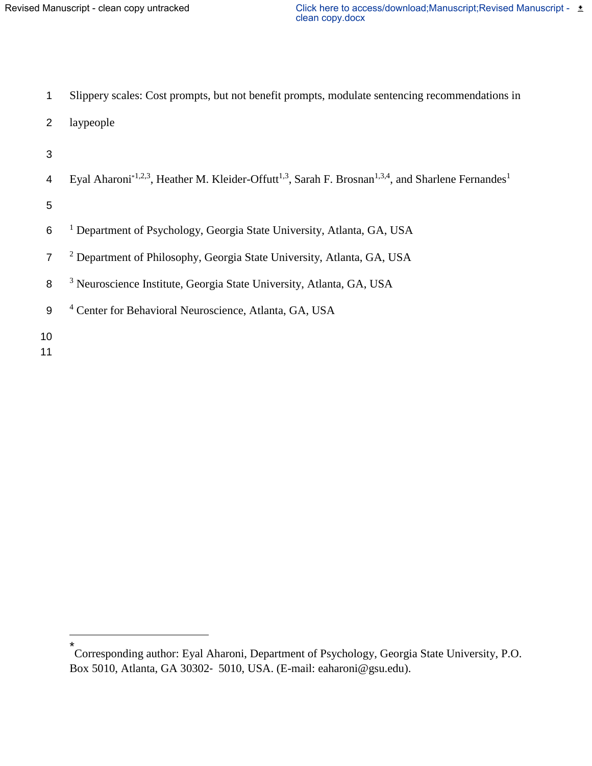# Slippery scales: Cost prompts, but not benefit prompts, modulate sentencing recommendations in laypeople

Eyal Aharoni[*,1,2,3], Heather M. Kleider-Offutt[1,3], Sarah F. Brosnan[1,3,4], and Sharlene Fernandes[1]

[1] Department of Psychology, Georgia State University, Atlanta, GA, USA

[2] Department of Philosophy, Georgia State University, Atlanta, GA, USA

[3] Neuroscience Institute, Georgia State University, Atlanta, GA, USA

[4] Center for Behavioral Neuroscience, Atlanta, GA, USA

[*] Corresponding author: Eyal Aharoni, Department of Psychology, Georgia State University, P.O. Box 5010, Atlanta, GA 30302- 5010, USA. (E-mail: eaharoni@gsu.edu).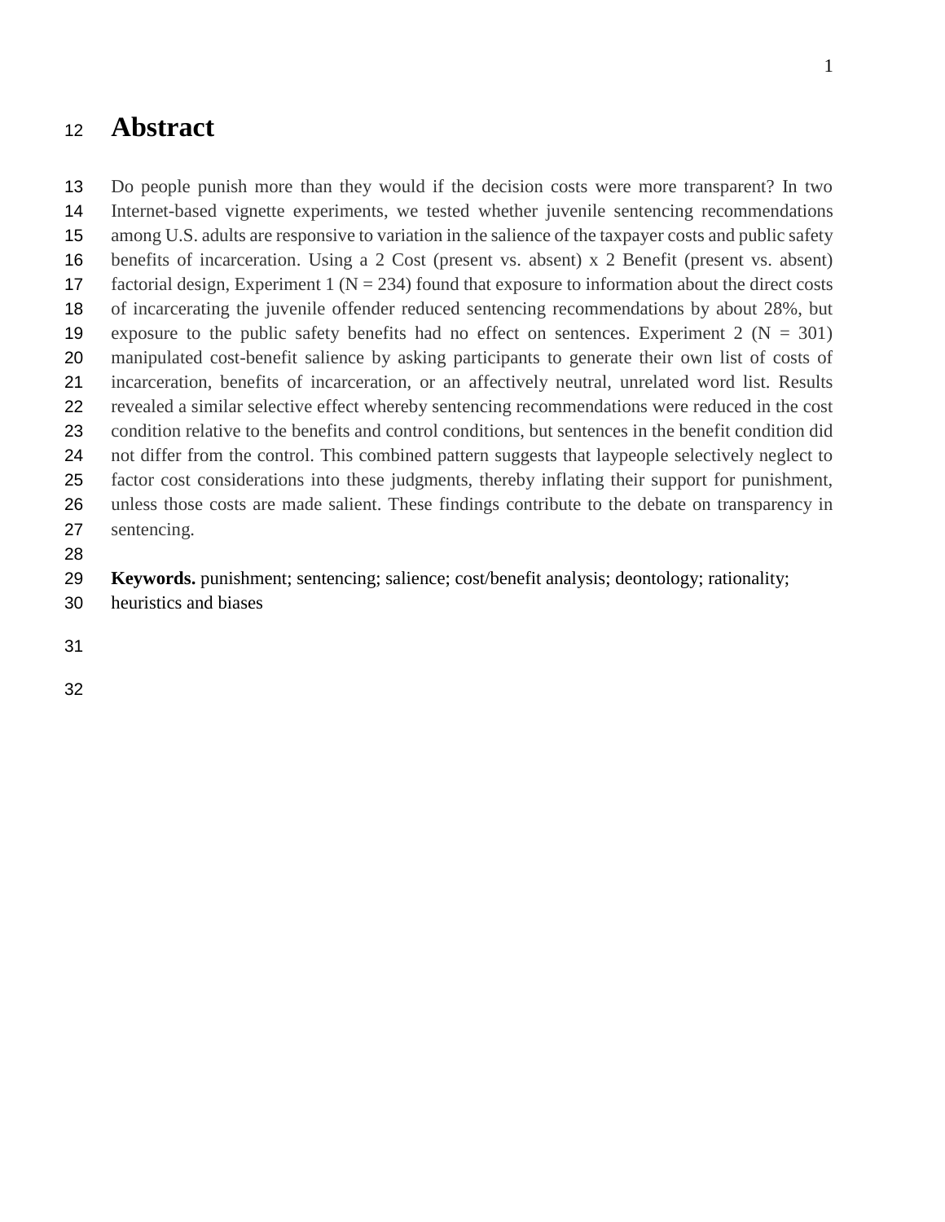# Abstract

Do people punish more than they would if the decision costs were more transparent? In two Internet-based vignette experiments, we tested whether juvenile sentencing recommendations among U.S. adults are responsive to variation in the salience of the taxpayer costs and public safety benefits of incarceration. Using a 2 Cost (present vs. absent) x 2 Benefit (present vs. absent) factorial design, Experiment 1 ($N = 234$) found that exposure to information about the direct costs of incarcerating the juvenile offender reduced sentencing recommendations by about 28%, but exposure to the public safety benefits had no effect on sentences. Experiment 2 ($N = 301$) manipulated cost-benefit salience by asking participants to generate their own list of costs of incarceration, benefits of incarceration, or an affectively neutral, unrelated word list. Results revealed a similar selective effect whereby sentencing recommendations were reduced in the cost condition relative to the benefits and control conditions, but sentences in the benefit condition did not differ from the control. This combined pattern suggests that laypeople selectively neglect to factor cost considerations into these judgments, thereby inflating their support for punishment, unless those costs are made salient. These findings contribute to the debate on transparency in sentencing.

**Keywords.** punishment; sentencing; salience; cost/benefit analysis; deontology; rationality; heuristics and biases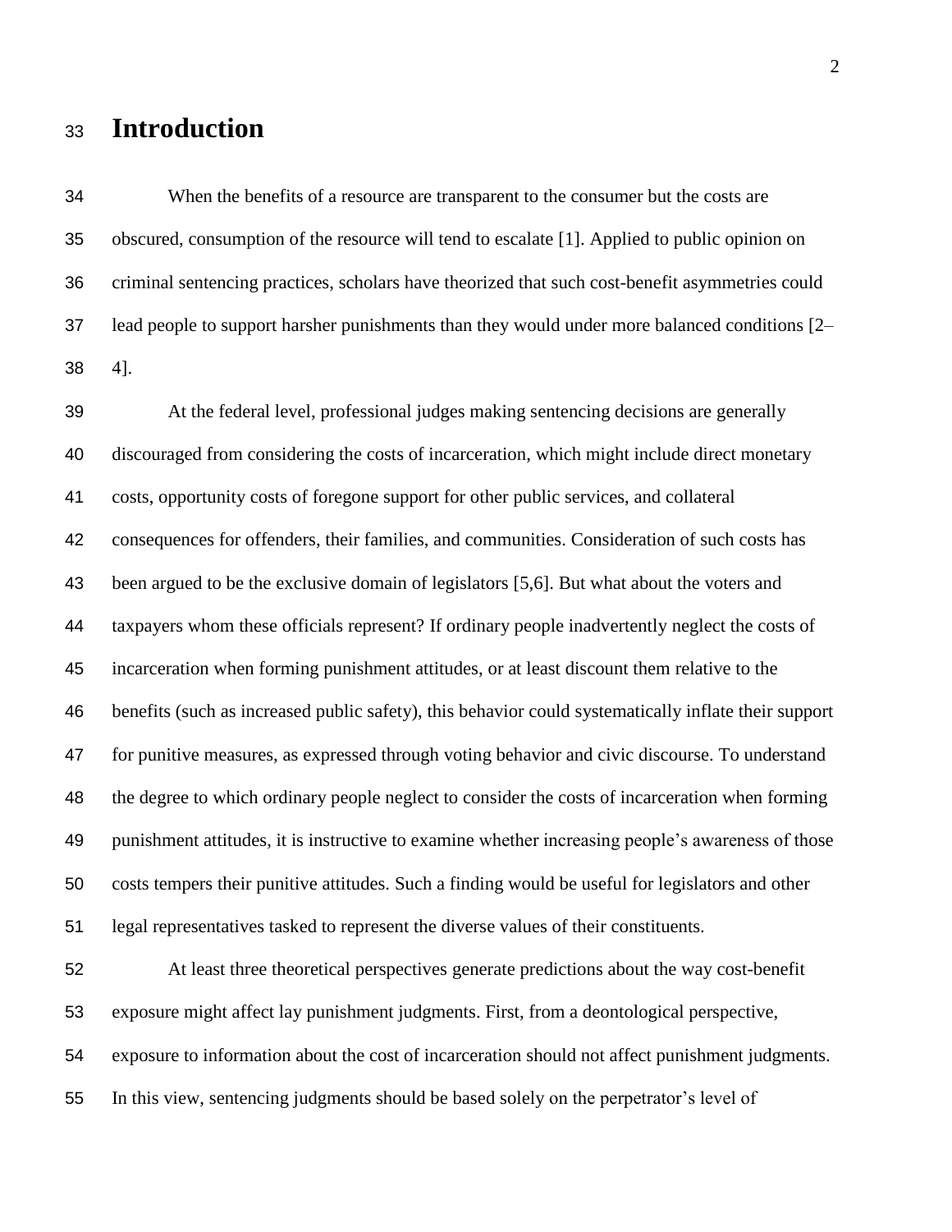# Introduction

When the benefits of a resource are transparent to the consumer but the costs are obscured, consumption of the resource will tend to escalate [1]. Applied to public opinion on criminal sentencing practices, scholars have theorized that such cost-benefit asymmetries could lead people to support harsher punishments than they would under more balanced conditions [2–4].

At the federal level, professional judges making sentencing decisions are generally discouraged from considering the costs of incarceration, which might include direct monetary costs, opportunity costs of foregone support for other public services, and collateral consequences for offenders, their families, and communities. Consideration of such costs has been argued to be the exclusive domain of legislators [5,6]. But what about the voters and taxpayers whom these officials represent? If ordinary people inadvertently neglect the costs of incarceration when forming punishment attitudes, or at least discount them relative to the benefits (such as increased public safety), this behavior could systematically inflate their support for punitive measures, as expressed through voting behavior and civic discourse. To understand the degree to which ordinary people neglect to consider the costs of incarceration when forming punishment attitudes, it is instructive to examine whether increasing people's awareness of those costs tempers their punitive attitudes. Such a finding would be useful for legislators and other legal representatives tasked to represent the diverse values of their constituents.

At least three theoretical perspectives generate predictions about the way cost-benefit exposure might affect lay punishment judgments. First, from a deontological perspective, exposure to information about the cost of incarceration should not affect punishment judgments. In this view, sentencing judgments should be based solely on the perpetrator's level of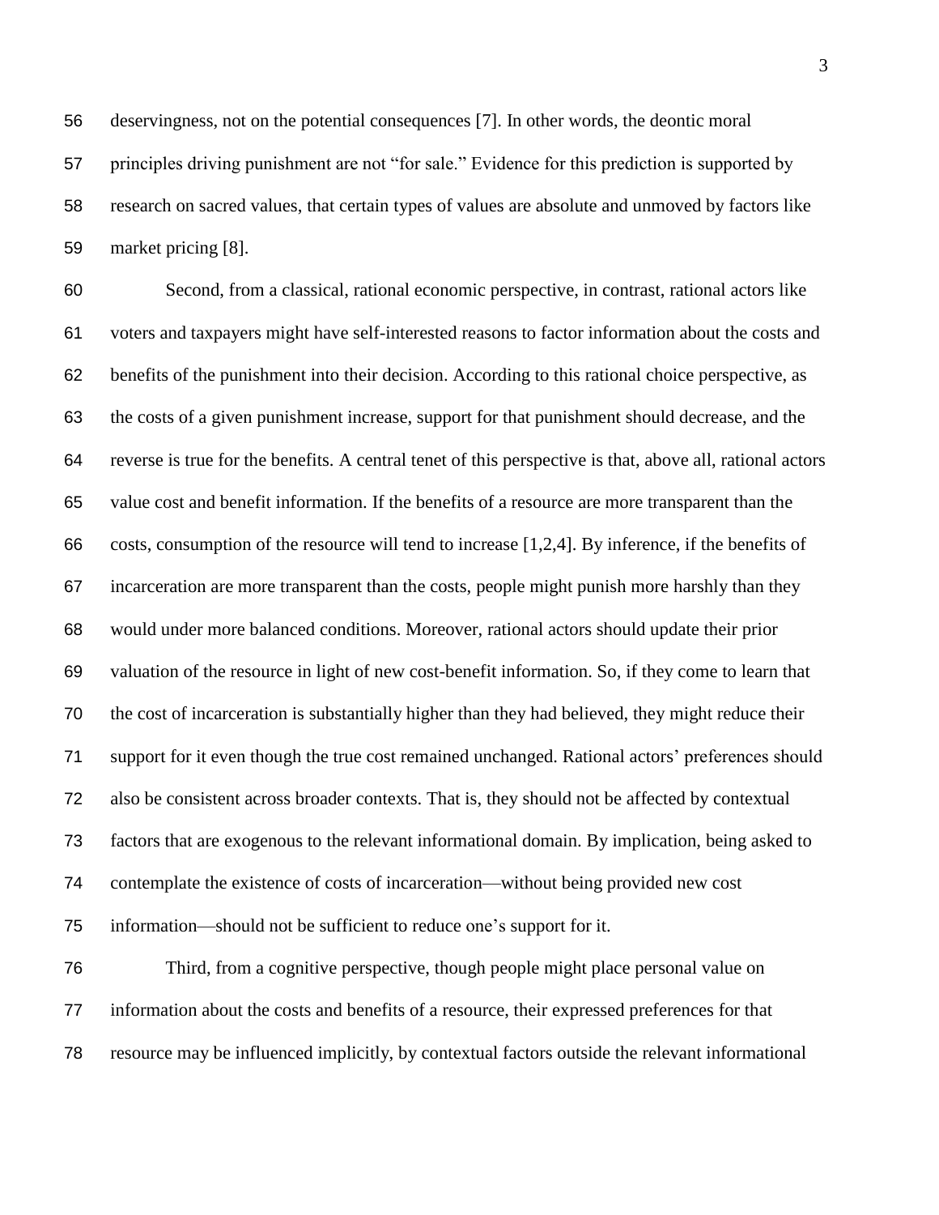deservingness, not on the potential consequences [7]. In other words, the deontic moral principles driving punishment are not “for sale.” Evidence for this prediction is supported by research on sacred values, that certain types of values are absolute and unmoved by factors like market pricing [8].

Second, from a classical, rational economic perspective, in contrast, rational actors like voters and taxpayers might have self-interested reasons to factor information about the costs and benefits of the punishment into their decision. According to this rational choice perspective, as the costs of a given punishment increase, support for that punishment should decrease, and the reverse is true for the benefits. A central tenet of this perspective is that, above all, rational actors value cost and benefit information. If the benefits of a resource are more transparent than the costs, consumption of the resource will tend to increase [1,2,4]. By inference, if the benefits of incarceration are more transparent than the costs, people might punish more harshly than they would under more balanced conditions. Moreover, rational actors should update their prior valuation of the resource in light of new cost-benefit information. So, if they come to learn that the cost of incarceration is substantially higher than they had believed, they might reduce their support for it even though the true cost remained unchanged. Rational actors’ preferences should also be consistent across broader contexts. That is, they should not be affected by contextual factors that are exogenous to the relevant informational domain. By implication, being asked to contemplate the existence of costs of incarceration—without being provided new cost information—should not be sufficient to reduce one’s support for it.

Third, from a cognitive perspective, though people might place personal value on information about the costs and benefits of a resource, their expressed preferences for that resource may be influenced implicitly, by contextual factors outside the relevant informational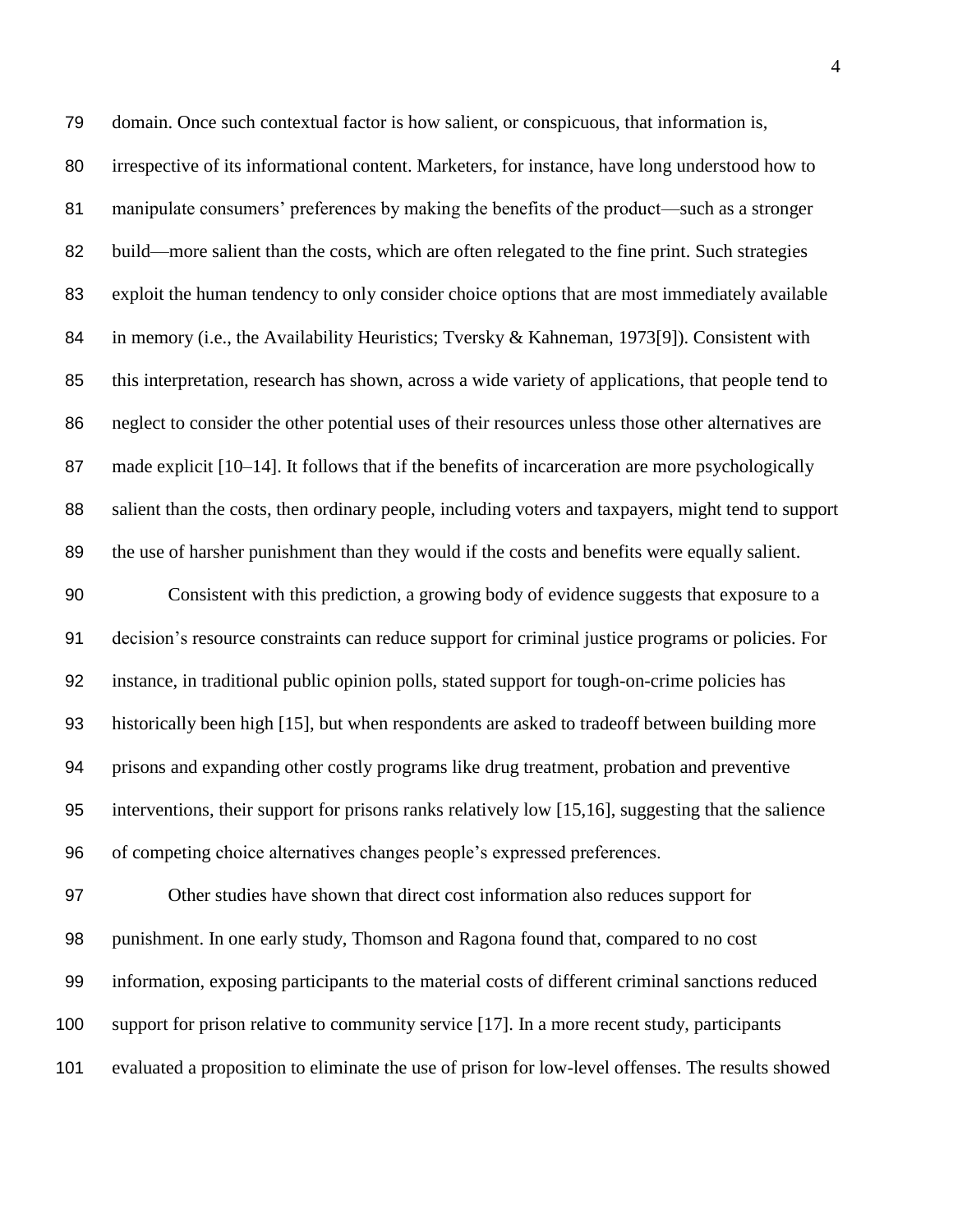domain. Once such contextual factor is how salient, or conspicuous, that information is, irrespective of its informational content. Marketers, for instance, have long understood how to manipulate consumers' preferences by making the benefits of the product—such as a stronger build—more salient than the costs, which are often relegated to the fine print. Such strategies exploit the human tendency to only consider choice options that are most immediately available in memory (i.e., the Availability Heuristics; Tversky & Kahneman, 1973[9]). Consistent with this interpretation, research has shown, across a wide variety of applications, that people tend to neglect to consider the other potential uses of their resources unless those other alternatives are made explicit [10–14]. It follows that if the benefits of incarceration are more psychologically salient than the costs, then ordinary people, including voters and taxpayers, might tend to support the use of harsher punishment than they would if the costs and benefits were equally salient.

Consistent with this prediction, a growing body of evidence suggests that exposure to a decision's resource constraints can reduce support for criminal justice programs or policies. For instance, in traditional public opinion polls, stated support for tough-on-crime policies has historically been high [15], but when respondents are asked to tradeoff between building more prisons and expanding other costly programs like drug treatment, probation and preventive interventions, their support for prisons ranks relatively low [15,16], suggesting that the salience of competing choice alternatives changes people's expressed preferences.

Other studies have shown that direct cost information also reduces support for punishment. In one early study, Thomson and Ragona found that, compared to no cost information, exposing participants to the material costs of different criminal sanctions reduced support for prison relative to community service [17]. In a more recent study, participants evaluated a proposition to eliminate the use of prison for low-level offenses. The results showed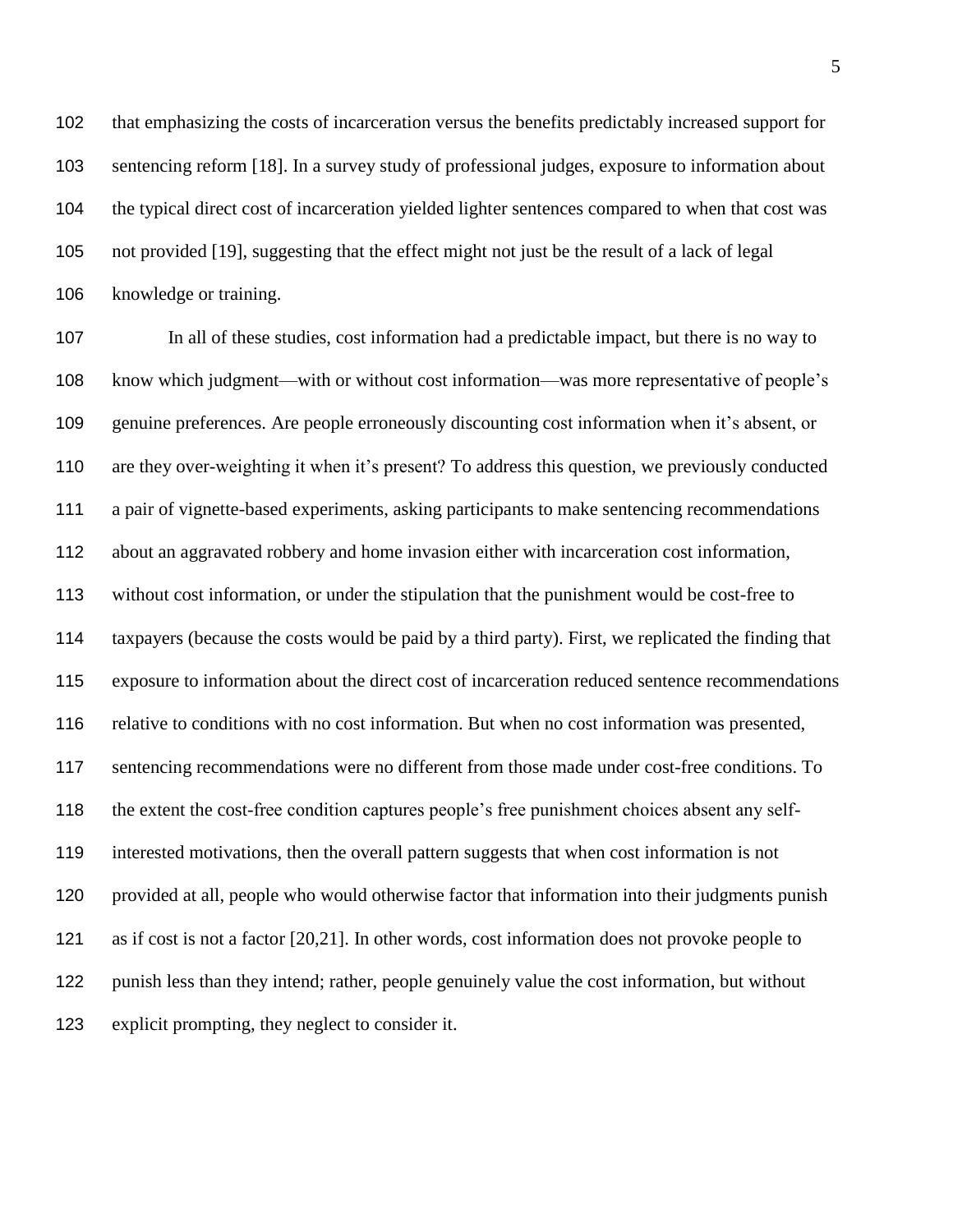that emphasizing the costs of incarceration versus the benefits predictably increased support for sentencing reform [18]. In a survey study of professional judges, exposure to information about the typical direct cost of incarceration yielded lighter sentences compared to when that cost was not provided [19], suggesting that the effect might not just be the result of a lack of legal knowledge or training.

In all of these studies, cost information had a predictable impact, but there is no way to know which judgment—with or without cost information—was more representative of people's genuine preferences. Are people erroneously discounting cost information when it's absent, or are they over-weighting it when it's present? To address this question, we previously conducted a pair of vignette-based experiments, asking participants to make sentencing recommendations about an aggravated robbery and home invasion either with incarceration cost information, without cost information, or under the stipulation that the punishment would be cost-free to taxpayers (because the costs would be paid by a third party). First, we replicated the finding that exposure to information about the direct cost of incarceration reduced sentence recommendations relative to conditions with no cost information. But when no cost information was presented, sentencing recommendations were no different from those made under cost-free conditions. To the extent the cost-free condition captures people's free punishment choices absent any self-interested motivations, then the overall pattern suggests that when cost information is not provided at all, people who would otherwise factor that information into their judgments punish as if cost is not a factor [20,21]. In other words, cost information does not provoke people to punish less than they intend; rather, people genuinely value the cost information, but without explicit prompting, they neglect to consider it.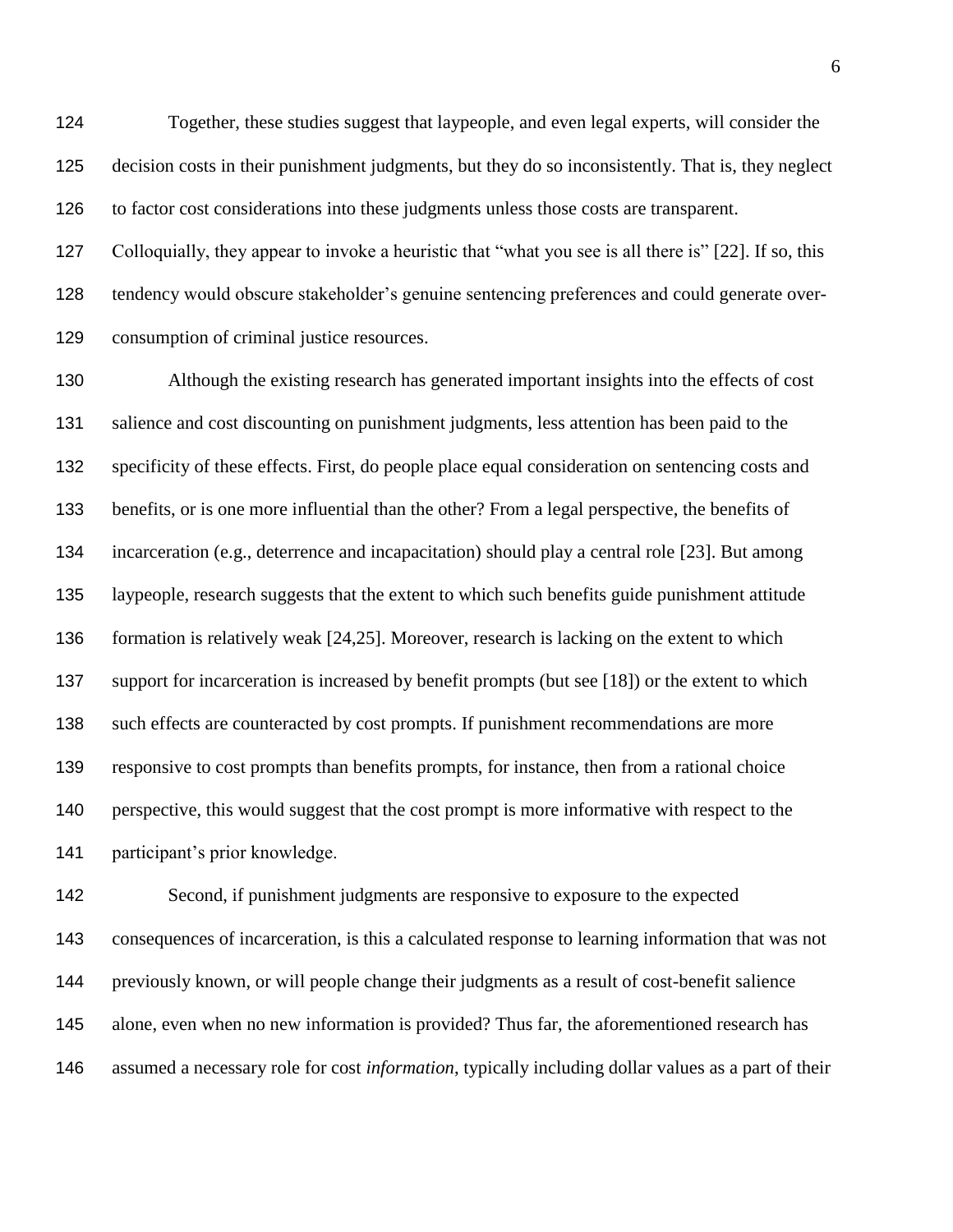Together, these studies suggest that laypeople, and even legal experts, will consider the decision costs in their punishment judgments, but they do so inconsistently. That is, they neglect to factor cost considerations into these judgments unless those costs are transparent. Colloquially, they appear to invoke a heuristic that "what you see is all there is" [22]. If so, this tendency would obscure stakeholder's genuine sentencing preferences and could generate over-consumption of criminal justice resources.

Although the existing research has generated important insights into the effects of cost salience and cost discounting on punishment judgments, less attention has been paid to the specificity of these effects. First, do people place equal consideration on sentencing costs and benefits, or is one more influential than the other? From a legal perspective, the benefits of incarceration (e.g., deterrence and incapacitation) should play a central role [23]. But among laypeople, research suggests that the extent to which such benefits guide punishment attitude formation is relatively weak [24,25]. Moreover, research is lacking on the extent to which support for incarceration is increased by benefit prompts (but see [18]) or the extent to which such effects are counteracted by cost prompts. If punishment recommendations are more responsive to cost prompts than benefits prompts, for instance, then from a rational choice perspective, this would suggest that the cost prompt is more informative with respect to the participant's prior knowledge.

Second, if punishment judgments are responsive to exposure to the expected consequences of incarceration, is this a calculated response to learning information that was not previously known, or will people change their judgments as a result of cost-benefit salience alone, even when no new information is provided? Thus far, the aforementioned research has assumed a necessary role for cost *information*, typically including dollar values as a part of their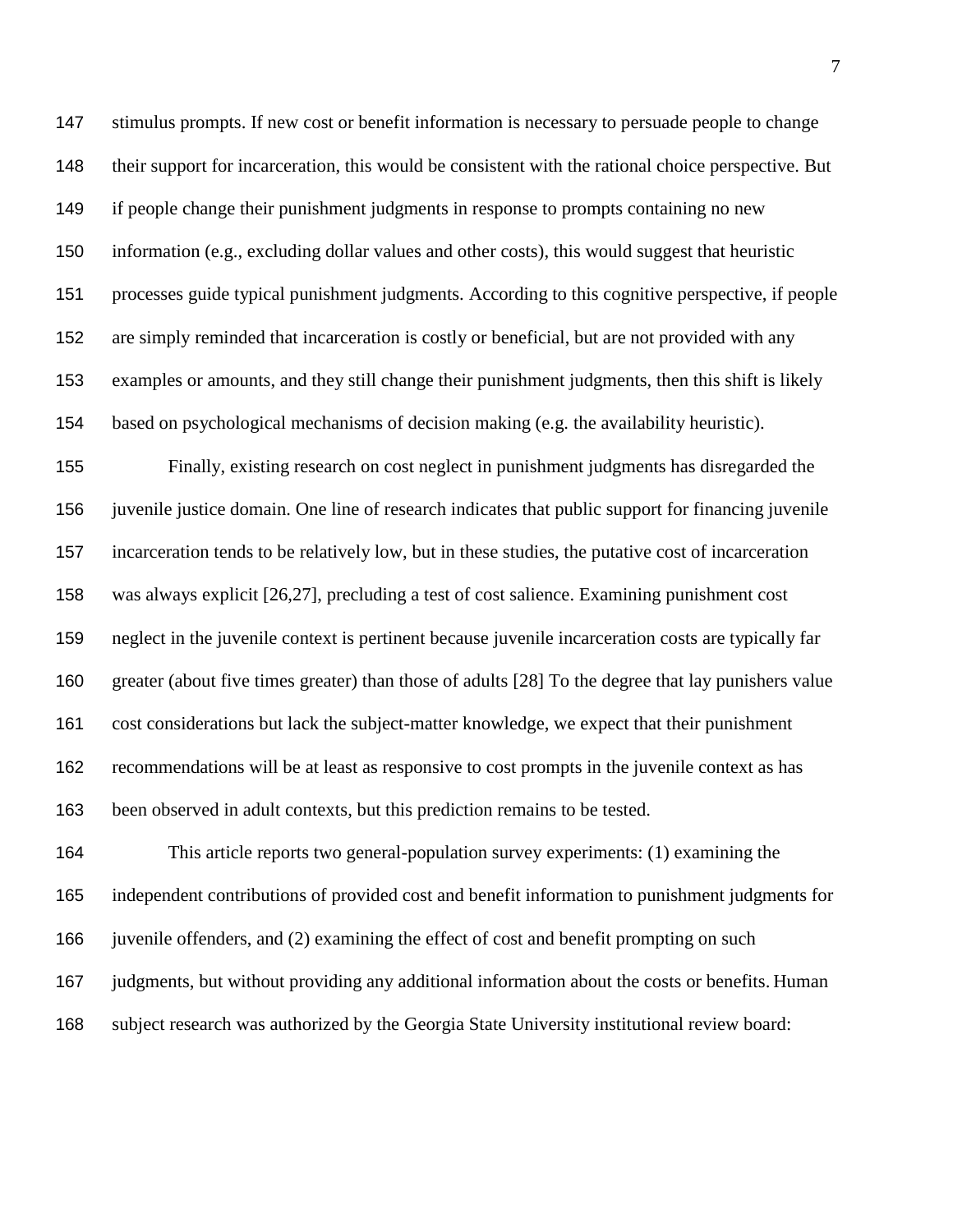stimulus prompts. If new cost or benefit information is necessary to persuade people to change their support for incarceration, this would be consistent with the rational choice perspective. But if people change their punishment judgments in response to prompts containing no new information (e.g., excluding dollar values and other costs), this would suggest that heuristic processes guide typical punishment judgments. According to this cognitive perspective, if people are simply reminded that incarceration is costly or beneficial, but are not provided with any examples or amounts, and they still change their punishment judgments, then this shift is likely based on psychological mechanisms of decision making (e.g. the availability heuristic).

Finally, existing research on cost neglect in punishment judgments has disregarded the juvenile justice domain. One line of research indicates that public support for financing juvenile incarceration tends to be relatively low, but in these studies, the putative cost of incarceration was always explicit [26,27], precluding a test of cost salience. Examining punishment cost neglect in the juvenile context is pertinent because juvenile incarceration costs are typically far greater (about five times greater) than those of adults [28] To the degree that lay punishers value cost considerations but lack the subject-matter knowledge, we expect that their punishment recommendations will be at least as responsive to cost prompts in the juvenile context as has been observed in adult contexts, but this prediction remains to be tested.

This article reports two general-population survey experiments: (1) examining the independent contributions of provided cost and benefit information to punishment judgments for juvenile offenders, and (2) examining the effect of cost and benefit prompting on such judgments, but without providing any additional information about the costs or benefits. Human subject research was authorized by the Georgia State University institutional review board: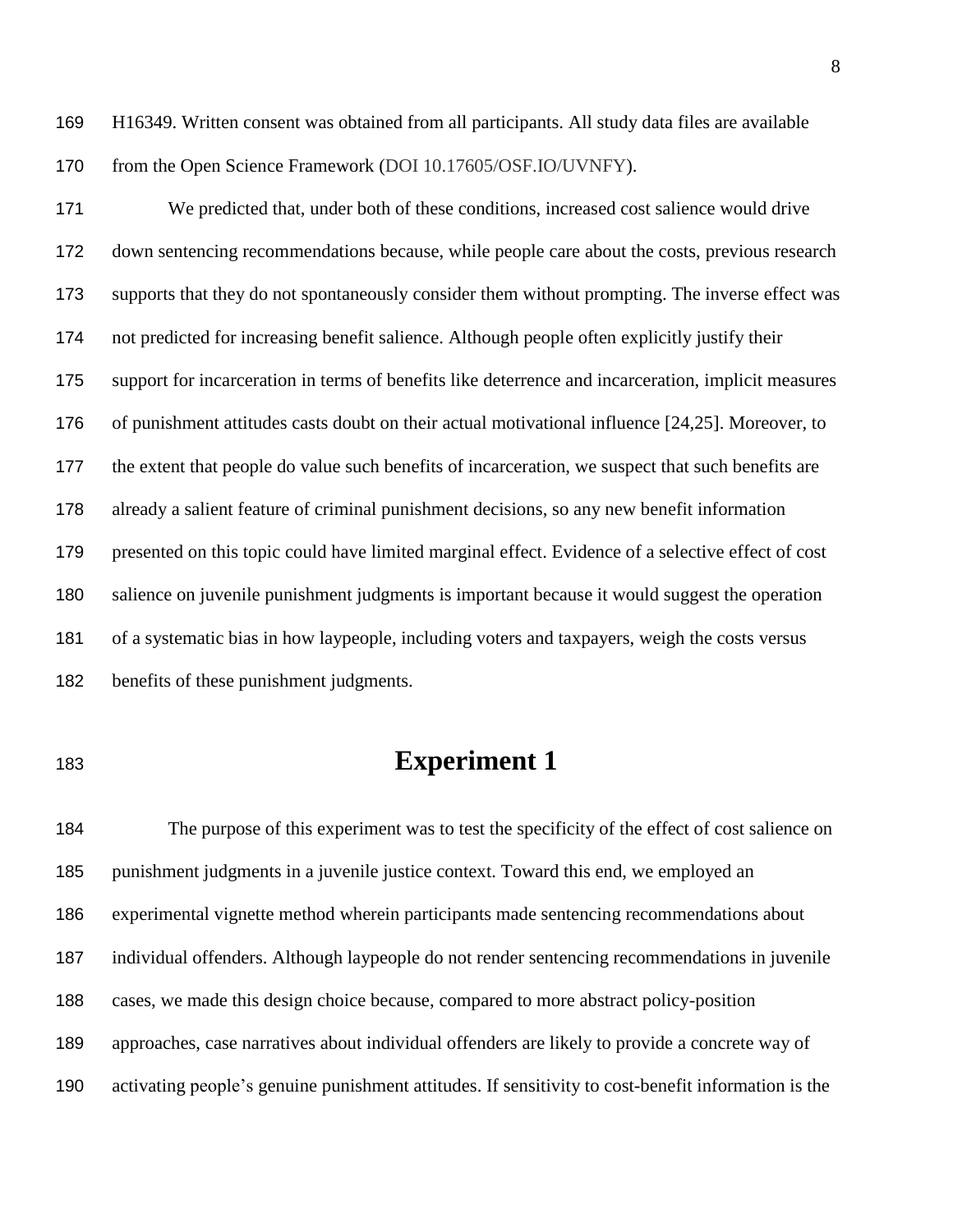H16349. Written consent was obtained from all participants. All study data files are available from the Open Science Framework (DOI 10.17605/OSF.IO/UVNFY).

We predicted that, under both of these conditions, increased cost salience would drive down sentencing recommendations because, while people care about the costs, previous research supports that they do not spontaneously consider them without prompting. The inverse effect was not predicted for increasing benefit salience. Although people often explicitly justify their support for incarceration in terms of benefits like deterrence and incarceration, implicit measures of punishment attitudes casts doubt on their actual motivational influence [24,25]. Moreover, to the extent that people do value such benefits of incarceration, we suspect that such benefits are already a salient feature of criminal punishment decisions, so any new benefit information presented on this topic could have limited marginal effect. Evidence of a selective effect of cost salience on juvenile punishment judgments is important because it would suggest the operation of a systematic bias in how laypeople, including voters and taxpayers, weigh the costs versus benefits of these punishment judgments.

# Experiment 1

The purpose of this experiment was to test the specificity of the effect of cost salience on punishment judgments in a juvenile justice context. Toward this end, we employed an experimental vignette method wherein participants made sentencing recommendations about individual offenders. Although laypeople do not render sentencing recommendations in juvenile cases, we made this design choice because, compared to more abstract policy-position approaches, case narratives about individual offenders are likely to provide a concrete way of activating people's genuine punishment attitudes. If sensitivity to cost-benefit information is the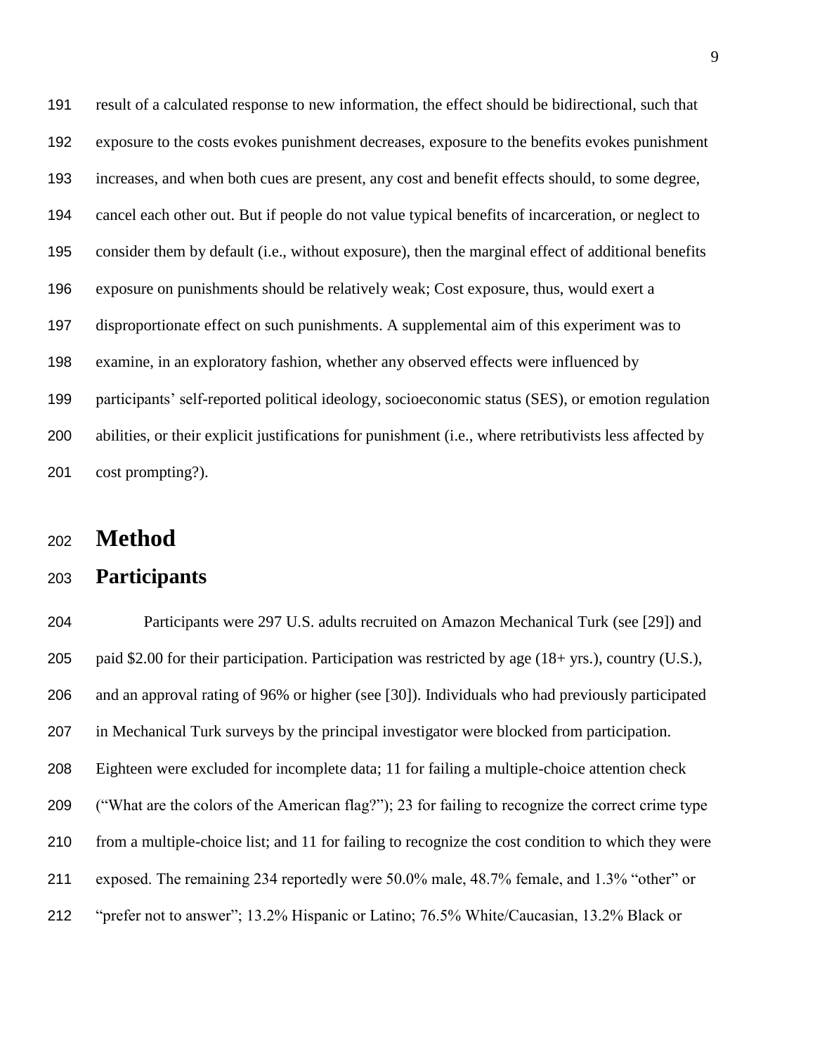result of a calculated response to new information, the effect should be bidirectional, such that exposure to the costs evokes punishment decreases, exposure to the benefits evokes punishment increases, and when both cues are present, any cost and benefit effects should, to some degree, cancel each other out. But if people do not value typical benefits of incarceration, or neglect to consider them by default (i.e., without exposure), then the marginal effect of additional benefits exposure on punishments should be relatively weak; Cost exposure, thus, would exert a disproportionate effect on such punishments. A supplemental aim of this experiment was to examine, in an exploratory fashion, whether any observed effects were influenced by participants' self-reported political ideology, socioeconomic status (SES), or emotion regulation abilities, or their explicit justifications for punishment (i.e., where retributivists less affected by cost prompting?).

# Method

## Participants

Participants were 297 U.S. adults recruited on Amazon Mechanical Turk (see [29]) and paid $2.00 for their participation. Participation was restricted by age (18+ yrs.), country (U.S.), and an approval rating of 96% or higher (see [30]). Individuals who had previously participated in Mechanical Turk surveys by the principal investigator were blocked from participation. Eighteen were excluded for incomplete data; 11 for failing a multiple-choice attention check ("What are the colors of the American flag?"); 23 for failing to recognize the correct crime type from a multiple-choice list; and 11 for failing to recognize the cost condition to which they were exposed. The remaining 234 reportedly were 50.0% male, 48.7% female, and 1.3% "other" or "prefer not to answer"; 13.2% Hispanic or Latino; 76.5% White/Caucasian, 13.2% Black or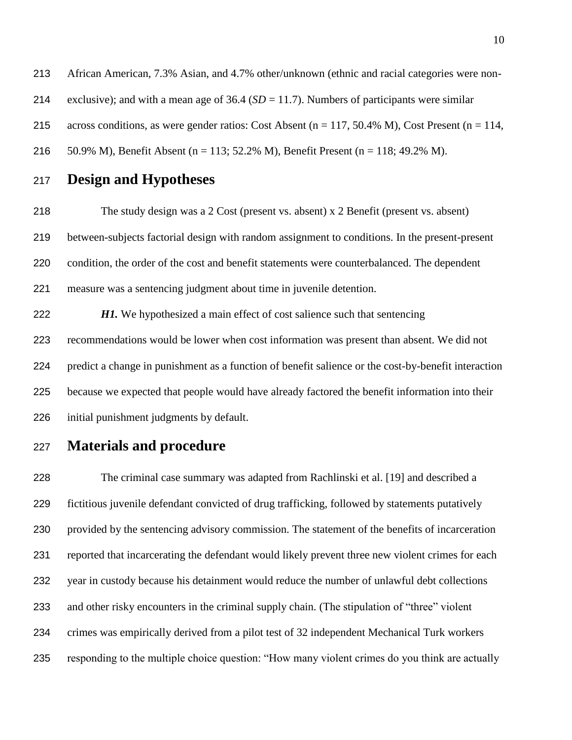African American, 7.3% Asian, and 4.7% other/unknown (ethnic and racial categories were non-exclusive); and with a mean age of 36.4 ($SD$ = 11.7). Numbers of participants were similar across conditions, as were gender ratios: Cost Absent (n = 117, 50.4% M), Cost Present (n = 114, 50.9% M), Benefit Absent (n = 113; 52.2% M), Benefit Present (n = 118; 49.2% M).

# Design and Hypotheses

The study design was a 2 Cost (present vs. absent) x 2 Benefit (present vs. absent) between-subjects factorial design with random assignment to conditions. In the present-present condition, the order of the cost and benefit statements were counterbalanced. The dependent measure was a sentencing judgment about time in juvenile detention.

***H1.*** We hypothesized a main effect of cost salience such that sentencing recommendations would be lower when cost information was present than absent. We did not predict a change in punishment as a function of benefit salience or the cost-by-benefit interaction because we expected that people would have already factored the benefit information into their initial punishment judgments by default.

# Materials and procedure

The criminal case summary was adapted from Rachlinski et al. [19] and described a fictitious juvenile defendant convicted of drug trafficking, followed by statements putatively provided by the sentencing advisory commission. The statement of the benefits of incarceration reported that incarcerating the defendant would likely prevent three new violent crimes for each year in custody because his detainment would reduce the number of unlawful debt collections and other risky encounters in the criminal supply chain. (The stipulation of "three" violent crimes was empirically derived from a pilot test of 32 independent Mechanical Turk workers responding to the multiple choice question: "How many violent crimes do you think are actually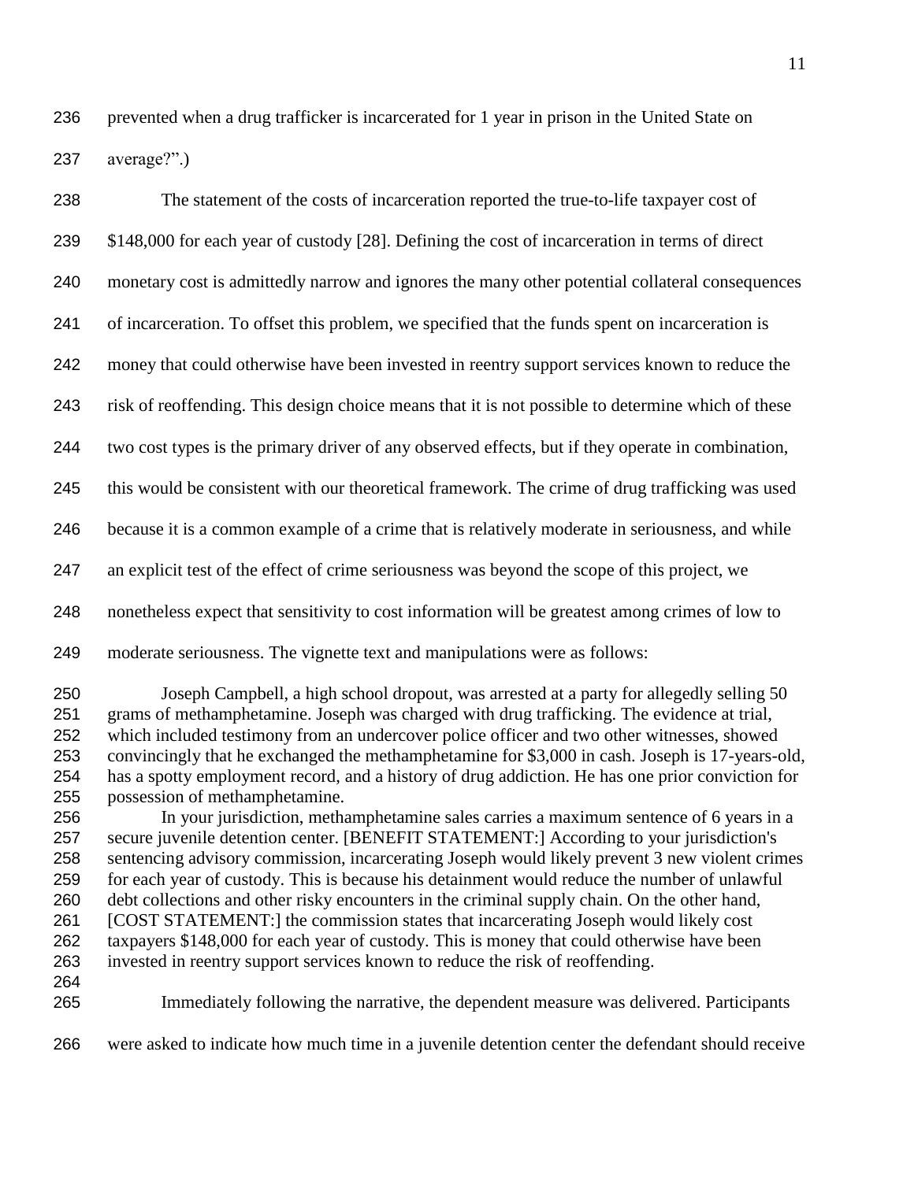prevented when a drug trafficker is incarcerated for 1 year in prison in the United State on average?".)

The statement of the costs of incarceration reported the true-to-life taxpayer cost of $148,000 for each year of custody [28]. Defining the cost of incarceration in terms of direct monetary cost is admittedly narrow and ignores the many other potential collateral consequences of incarceration. To offset this problem, we specified that the funds spent on incarceration is money that could otherwise have been invested in reentry support services known to reduce the risk of reoffending. This design choice means that it is not possible to determine which of these two cost types is the primary driver of any observed effects, but if they operate in combination, this would be consistent with our theoretical framework. The crime of drug trafficking was used because it is a common example of a crime that is relatively moderate in seriousness, and while an explicit test of the effect of crime seriousness was beyond the scope of this project, we nonetheless expect that sensitivity to cost information will be greatest among crimes of low to moderate seriousness. The vignette text and manipulations were as follows:

> Joseph Campbell, a high school dropout, was arrested at a party for allegedly selling 50 grams of methamphetamine. Joseph was charged with drug trafficking. The evidence at trial, which included testimony from an undercover police officer and two other witnesses, showed convincingly that he exchanged the methamphetamine for $3,000 in cash. Joseph is 17-years-old, has a spotty employment record, and a history of drug addiction. He has one prior conviction for possession of methamphetamine.
>
> In your jurisdiction, methamphetamine sales carries a maximum sentence of 6 years in a secure juvenile detention center. [BENEFIT STATEMENT:] According to your jurisdiction's sentencing advisory commission, incarcerating Joseph would likely prevent 3 new violent crimes for each year of custody. This is because his detainment would reduce the number of unlawful debt collections and other risky encounters in the criminal supply chain. On the other hand, [COST STATEMENT:] the commission states that incarcerating Joseph would likely cost taxpayers $148,000 for each year of custody. This is money that could otherwise have been invested in reentry support services known to reduce the risk of reoffending.

Immediately following the narrative, the dependent measure was delivered. Participants were asked to indicate how much time in a juvenile detention center the defendant should receive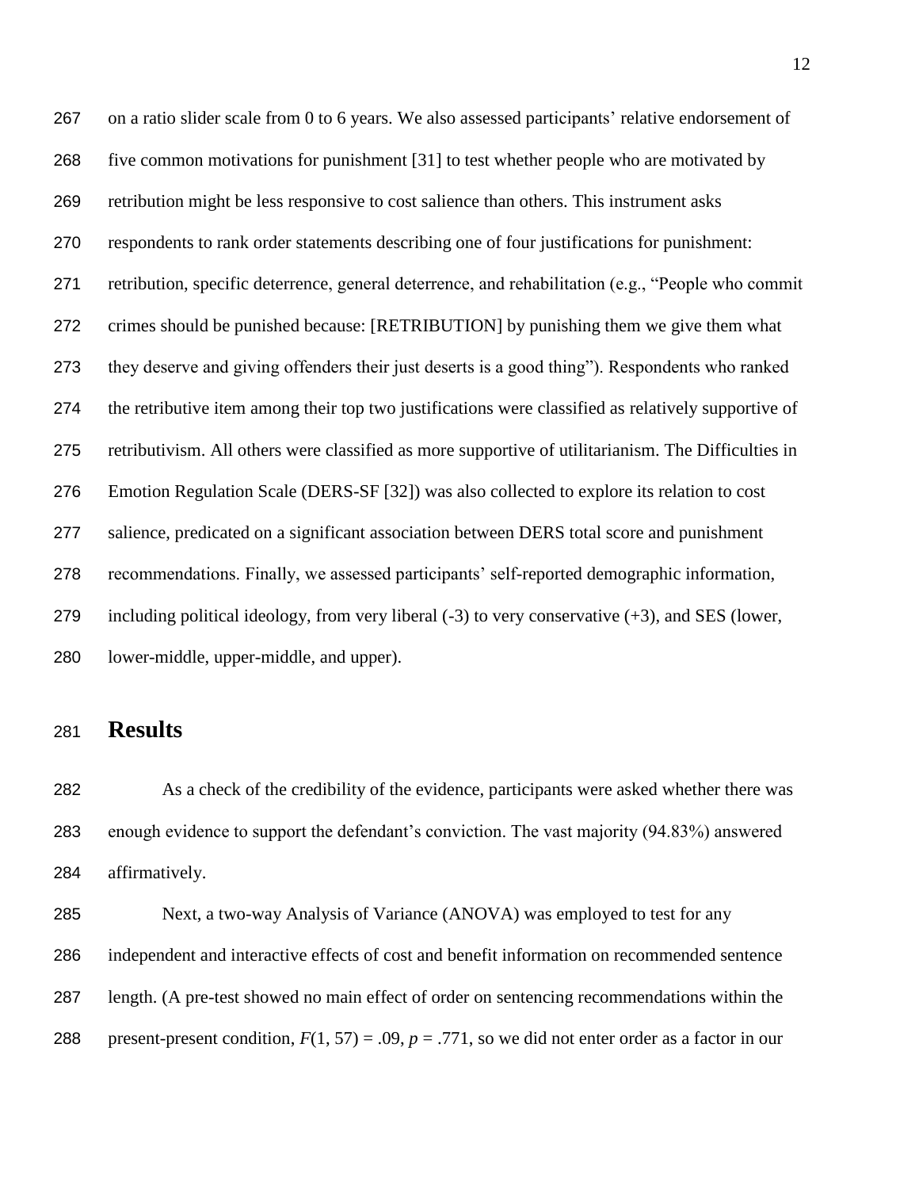on a ratio slider scale from 0 to 6 years. We also assessed participants' relative endorsement of five common motivations for punishment [31] to test whether people who are motivated by retribution might be less responsive to cost salience than others. This instrument asks respondents to rank order statements describing one of four justifications for punishment: retribution, specific deterrence, general deterrence, and rehabilitation (e.g., "People who commit crimes should be punished because: [RETRIBUTION] by punishing them we give them what they deserve and giving offenders their just deserts is a good thing"). Respondents who ranked the retributive item among their top two justifications were classified as relatively supportive of retributivism. All others were classified as more supportive of utilitarianism. The Difficulties in Emotion Regulation Scale (DERS-SF [32]) was also collected to explore its relation to cost salience, predicated on a significant association between DERS total score and punishment recommendations. Finally, we assessed participants' self-reported demographic information, including political ideology, from very liberal (-3) to very conservative (+3), and SES (lower, lower-middle, upper-middle, and upper).

# Results

As a check of the credibility of the evidence, participants were asked whether there was enough evidence to support the defendant's conviction. The vast majority (94.83%) answered affirmatively.

Next, a two-way Analysis of Variance (ANOVA) was employed to test for any independent and interactive effects of cost and benefit information on recommended sentence length. (A pre-test showed no main effect of order on sentencing recommendations within the present-present condition, $F(1, 57) = .09$, $p = .771$, so we did not enter order as a factor in our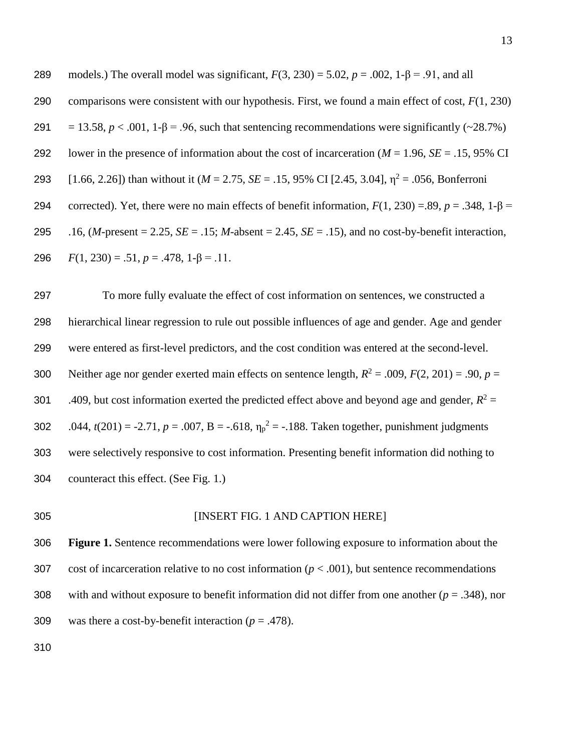models.) The overall model was significant, $F(3, 230) = 5.02$, $p = .002$, $1\text{-}\beta = .91$, and all comparisons were consistent with our hypothesis. First, we found a main effect of cost, $F(1, 230) = 13.58$, $p < .001$, $1\text{-}\beta = .96$, such that sentencing recommendations were significantly (~28.7%) lower in the presence of information about the cost of incarceration ($M = 1.96$, $SE = .15$, 95% CI [1.66, 2.26]) than without it ($M = 2.75$, $SE = .15$, 95% CI [2.45, 3.04], $\eta^2 = .056$, Bonferroni corrected). Yet, there were no main effects of benefit information, $F(1, 230) = .89$, $p = .348$, $1\text{-}\beta = .16$, ($M$-present = 2.25, $SE = .15$; $M$-absent = 2.45, $SE = .15$), and no cost-by-benefit interaction, $F(1, 230) = .51$, $p = .478$, $1\text{-}\beta = .11$.

To more fully evaluate the effect of cost information on sentences, we constructed a hierarchical linear regression to rule out possible influences of age and gender. Age and gender were entered as first-level predictors, and the cost condition was entered at the second-level. Neither age nor gender exerted main effects on sentence length, $R^2 = .009$, $F(2, 201) = .90$, $p = .409$, but cost information exerted the predicted effect above and beyond age and gender, $R^2 = .044$, $t(201) = -2.71$, $p = .007$, B = -.618, $\eta_p^2 = -.188$. Taken together, punishment judgments were selectively responsive to cost information. Presenting benefit information did nothing to counteract this effect. (See Fig. 1.)

[INSERT FIG. 1 AND CAPTION HERE]

**Figure 1.** Sentence recommendations were lower following exposure to information about the cost of incarceration relative to no cost information ($p < .001$), but sentence recommendations with and without exposure to benefit information did not differ from one another ($p = .348$), nor was there a cost-by-benefit interaction ($p = .478$).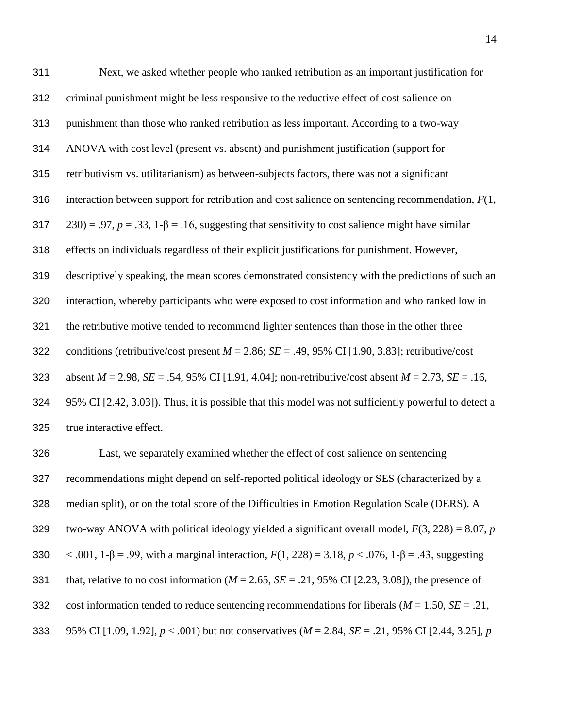Next, we asked whether people who ranked retribution as an important justification for criminal punishment might be less responsive to the reductive effect of cost salience on punishment than those who ranked retribution as less important. According to a two-way ANOVA with cost level (present vs. absent) and punishment justification (support for retributivism vs. utilitarianism) as between-subjects factors, there was not a significant interaction between support for retribution and cost salience on sentencing recommendation, $F(1, 230) = .97$, $p = .33$, $1\text{-}\beta = .16$, suggesting that sensitivity to cost salience might have similar effects on individuals regardless of their explicit justifications for punishment. However, descriptively speaking, the mean scores demonstrated consistency with the predictions of such an interaction, whereby participants who were exposed to cost information and who ranked low in the retributive motive tended to recommend lighter sentences than those in the other three conditions (retributive/cost present $M = 2.86$; $SE = .49$, 95% CI [1.90, 3.83]; retributive/cost absent $M = 2.98$, $SE = .54$, 95% CI [1.91, 4.04]; non-retributive/cost absent $M = 2.73$, $SE = .16$, 95% CI [2.42, 3.03]). Thus, it is possible that this model was not sufficiently powerful to detect a true interactive effect.

Last, we separately examined whether the effect of cost salience on sentencing recommendations might depend on self-reported political ideology or SES (characterized by a median split), or on the total score of the Difficulties in Emotion Regulation Scale (DERS). A two-way ANOVA with political ideology yielded a significant overall model, $F(3, 228) = 8.07$, $p < .001$, $1\text{-}\beta = .99$, with a marginal interaction, $F(1, 228) = 3.18$, $p < .076$, $1\text{-}\beta = .43$, suggesting that, relative to no cost information ($M = 2.65$, $SE = .21$, 95% CI [2.23, 3.08]), the presence of cost information tended to reduce sentencing recommendations for liberals ($M = 1.50$, $SE = .21$, 95% CI [1.09, 1.92], $p < .001$) but not conservatives ($M = 2.84$, $SE = .21$, 95% CI [2.44, 3.25], $p$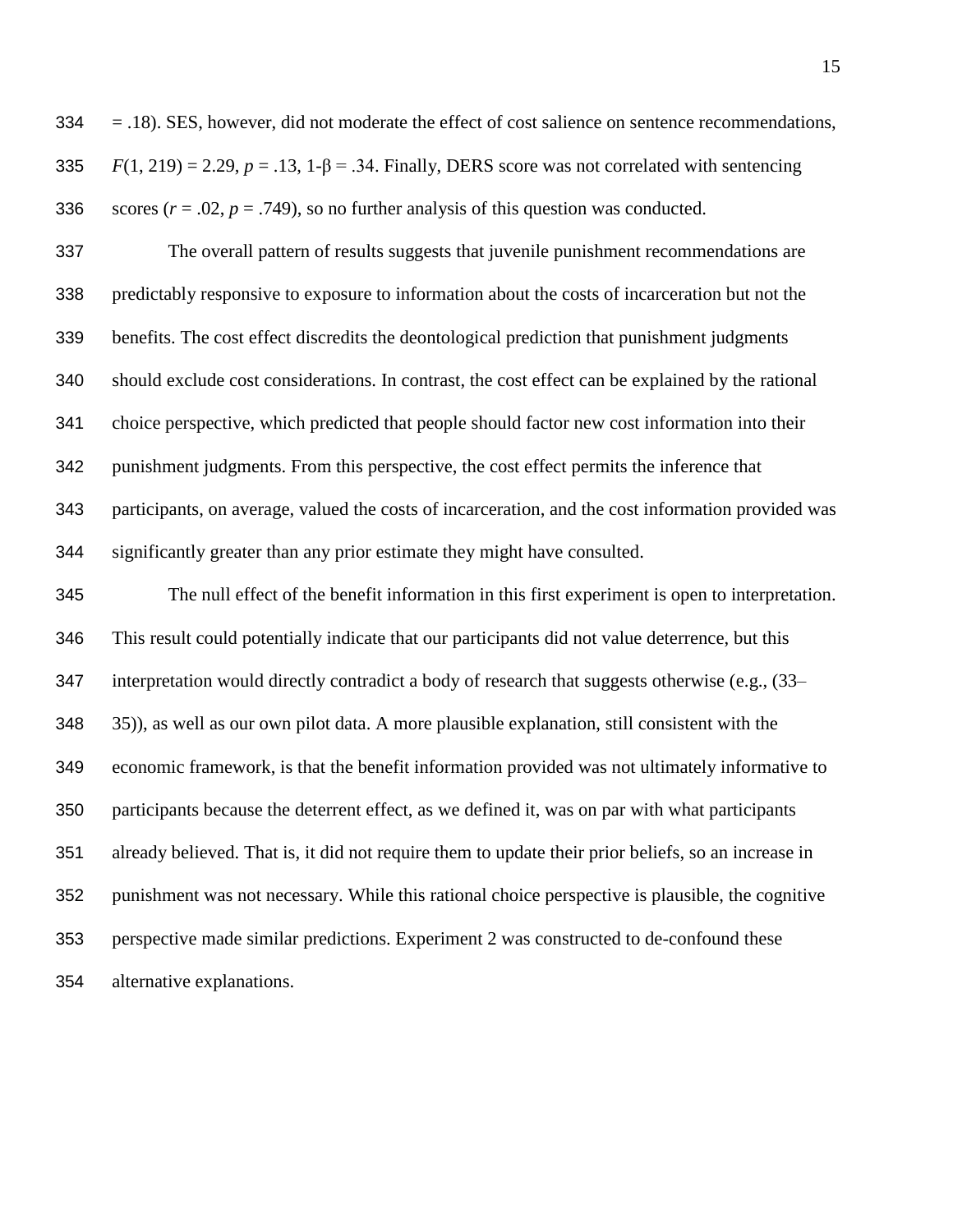= .18). SES, however, did not moderate the effect of cost salience on sentence recommendations, $F(1, 219) = 2.29$, $p = .13$, $1\text{-}\beta = .34$. Finally, DERS score was not correlated with sentencing scores ($r = .02$, $p = .749$), so no further analysis of this question was conducted.

The overall pattern of results suggests that juvenile punishment recommendations are predictably responsive to exposure to information about the costs of incarceration but not the benefits. The cost effect discredits the deontological prediction that punishment judgments should exclude cost considerations. In contrast, the cost effect can be explained by the rational choice perspective, which predicted that people should factor new cost information into their punishment judgments. From this perspective, the cost effect permits the inference that participants, on average, valued the costs of incarceration, and the cost information provided was significantly greater than any prior estimate they might have consulted.

The null effect of the benefit information in this first experiment is open to interpretation. This result could potentially indicate that our participants did not value deterrence, but this interpretation would directly contradict a body of research that suggests otherwise (e.g., (33–35)), as well as our own pilot data. A more plausible explanation, still consistent with the economic framework, is that the benefit information provided was not ultimately informative to participants because the deterrent effect, as we defined it, was on par with what participants already believed. That is, it did not require them to update their prior beliefs, so an increase in punishment was not necessary. While this rational choice perspective is plausible, the cognitive perspective made similar predictions. Experiment 2 was constructed to de-confound these alternative explanations.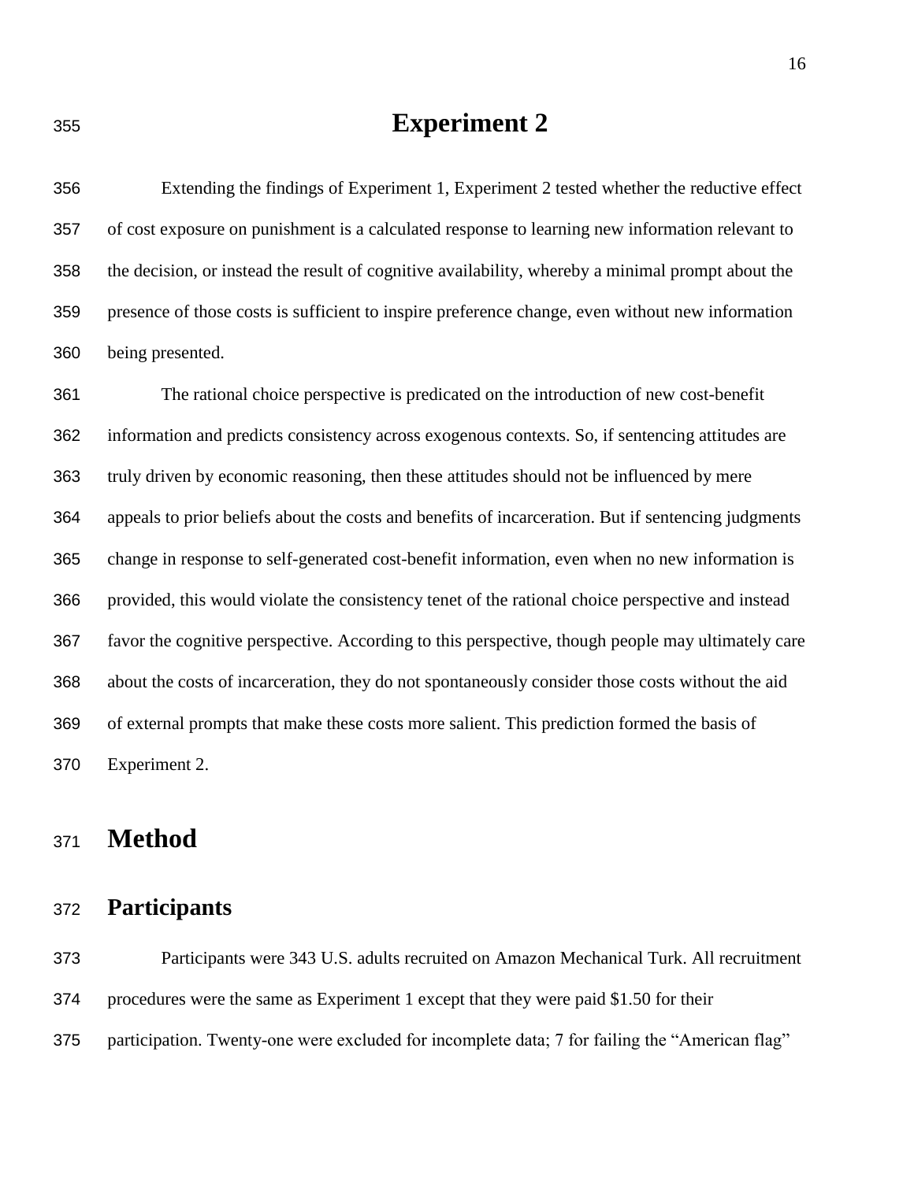# Experiment 2

Extending the findings of Experiment 1, Experiment 2 tested whether the reductive effect of cost exposure on punishment is a calculated response to learning new information relevant to the decision, or instead the result of cognitive availability, whereby a minimal prompt about the presence of those costs is sufficient to inspire preference change, even without new information being presented.

The rational choice perspective is predicated on the introduction of new cost-benefit information and predicts consistency across exogenous contexts. So, if sentencing attitudes are truly driven by economic reasoning, then these attitudes should not be influenced by mere appeals to prior beliefs about the costs and benefits of incarceration. But if sentencing judgments change in response to self-generated cost-benefit information, even when no new information is provided, this would violate the consistency tenet of the rational choice perspective and instead favor the cognitive perspective. According to this perspective, though people may ultimately care about the costs of incarceration, they do not spontaneously consider those costs without the aid of external prompts that make these costs more salient. This prediction formed the basis of Experiment 2.

## Method

### Participants

Participants were 343 U.S. adults recruited on Amazon Mechanical Turk. All recruitment procedures were the same as Experiment 1 except that they were paid $1.50 for their participation. Twenty-one were excluded for incomplete data; 7 for failing the "American flag"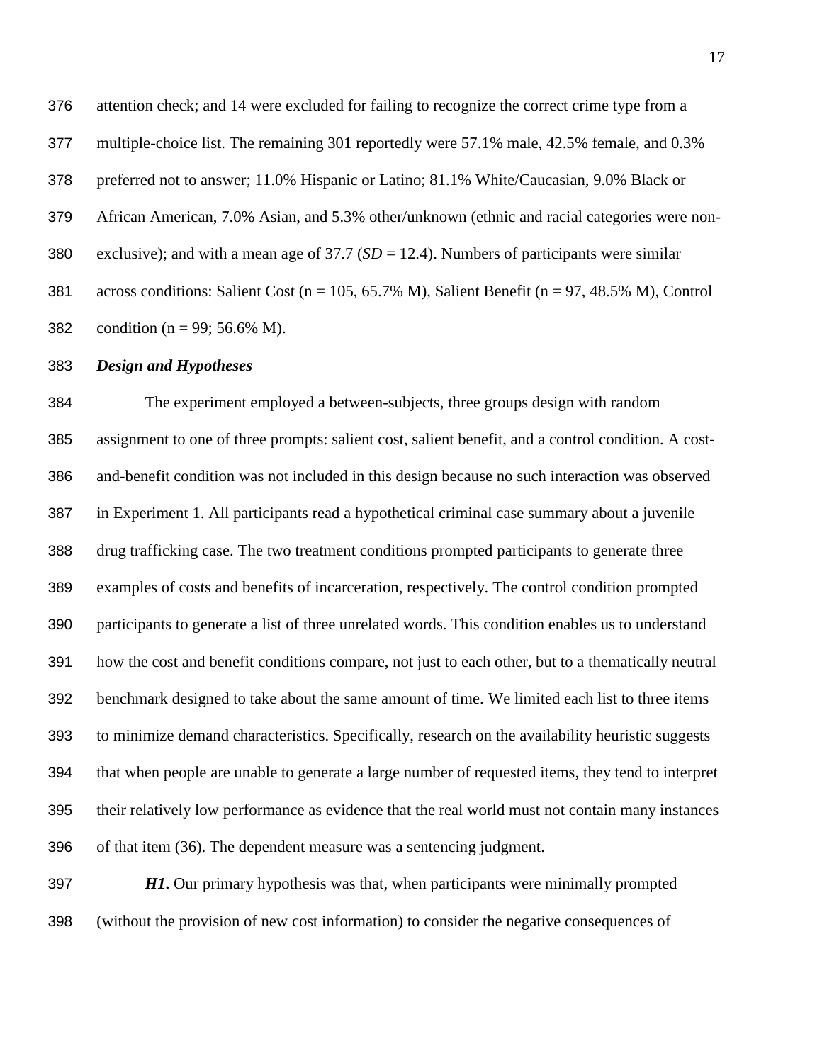attention check; and 14 were excluded for failing to recognize the correct crime type from a multiple-choice list. The remaining 301 reportedly were 57.1% male, 42.5% female, and 0.3% preferred not to answer; 11.0% Hispanic or Latino; 81.1% White/Caucasian, 9.0% Black or African American, 7.0% Asian, and 5.3% other/unknown (ethnic and racial categories were non-exclusive); and with a mean age of 37.7 ($SD$ = 12.4). Numbers of participants were similar across conditions: Salient Cost (n = 105, 65.7% M), Salient Benefit (n = 97, 48.5% M), Control condition (n = 99; 56.6% M).

### *Design and Hypotheses*

The experiment employed a between-subjects, three groups design with random assignment to one of three prompts: salient cost, salient benefit, and a control condition. A cost-and-benefit condition was not included in this design because no such interaction was observed in Experiment 1. All participants read a hypothetical criminal case summary about a juvenile drug trafficking case. The two treatment conditions prompted participants to generate three examples of costs and benefits of incarceration, respectively. The control condition prompted participants to generate a list of three unrelated words. This condition enables us to understand how the cost and benefit conditions compare, not just to each other, but to a thematically neutral benchmark designed to take about the same amount of time. We limited each list to three items to minimize demand characteristics. Specifically, research on the availability heuristic suggests that when people are unable to generate a large number of requested items, they tend to interpret their relatively low performance as evidence that the real world must not contain many instances of that item (36). The dependent measure was a sentencing judgment.

***H1.*** Our primary hypothesis was that, when participants were minimally prompted (without the provision of new cost information) to consider the negative consequences of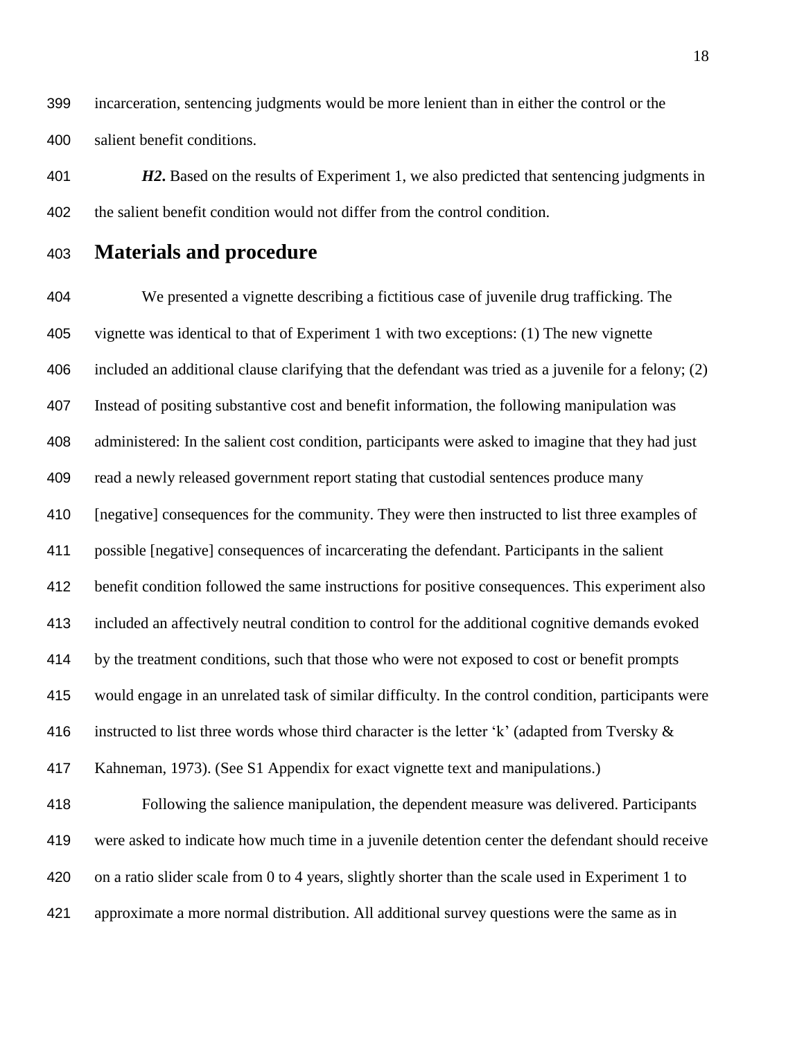incarceration, sentencing judgments would be more lenient than in either the control or the salient benefit conditions.

***H2*****.** Based on the results of Experiment 1, we also predicted that sentencing judgments in the salient benefit condition would not differ from the control condition.

## Materials and procedure

We presented a vignette describing a fictitious case of juvenile drug trafficking. The vignette was identical to that of Experiment 1 with two exceptions: (1) The new vignette included an additional clause clarifying that the defendant was tried as a juvenile for a felony; (2) Instead of positing substantive cost and benefit information, the following manipulation was administered: In the salient cost condition, participants were asked to imagine that they had just read a newly released government report stating that custodial sentences produce many [negative] consequences for the community. They were then instructed to list three examples of possible [negative] consequences of incarcerating the defendant. Participants in the salient benefit condition followed the same instructions for positive consequences. This experiment also included an affectively neutral condition to control for the additional cognitive demands evoked by the treatment conditions, such that those who were not exposed to cost or benefit prompts would engage in an unrelated task of similar difficulty. In the control condition, participants were instructed to list three words whose third character is the letter 'k' (adapted from Tversky & Kahneman, 1973). (See S1 Appendix for exact vignette text and manipulations.)

Following the salience manipulation, the dependent measure was delivered. Participants were asked to indicate how much time in a juvenile detention center the defendant should receive on a ratio slider scale from 0 to 4 years, slightly shorter than the scale used in Experiment 1 to approximate a more normal distribution. All additional survey questions were the same as in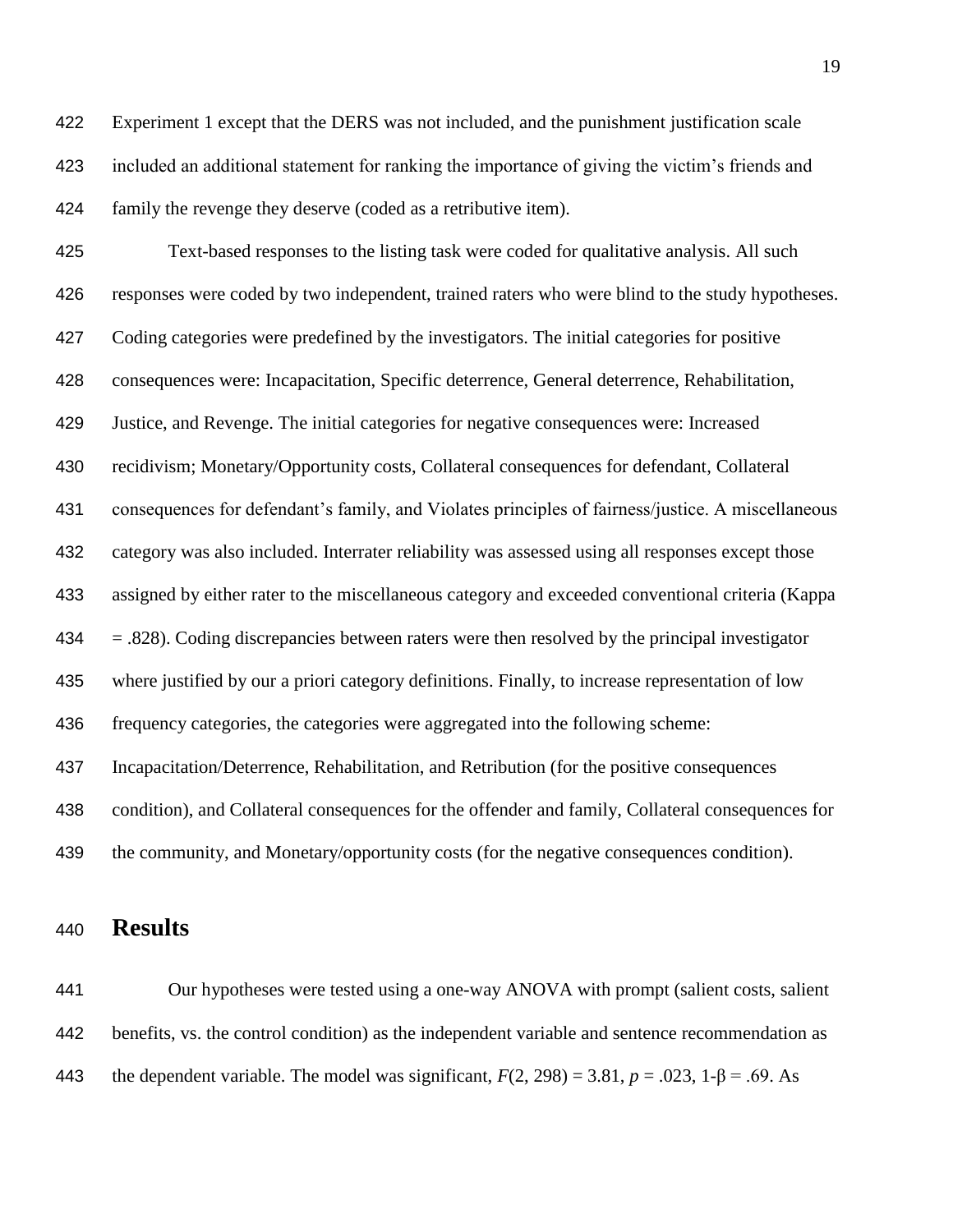Experiment 1 except that the DERS was not included, and the punishment justification scale included an additional statement for ranking the importance of giving the victim's friends and family the revenge they deserve (coded as a retributive item).

Text-based responses to the listing task were coded for qualitative analysis. All such responses were coded by two independent, trained raters who were blind to the study hypotheses. Coding categories were predefined by the investigators. The initial categories for positive consequences were: Incapacitation, Specific deterrence, General deterrence, Rehabilitation, Justice, and Revenge. The initial categories for negative consequences were: Increased recidivism; Monetary/Opportunity costs, Collateral consequences for defendant, Collateral consequences for defendant's family, and Violates principles of fairness/justice. A miscellaneous category was also included. Interrater reliability was assessed using all responses except those assigned by either rater to the miscellaneous category and exceeded conventional criteria (Kappa = .828). Coding discrepancies between raters were then resolved by the principal investigator where justified by our a priori category definitions. Finally, to increase representation of low frequency categories, the categories were aggregated into the following scheme: Incapacitation/Deterrence, Rehabilitation, and Retribution (for the positive consequences condition), and Collateral consequences for the offender and family, Collateral consequences for the community, and Monetary/opportunity costs (for the negative consequences condition).

## Results

Our hypotheses were tested using a one-way ANOVA with prompt (salient costs, salient benefits, vs. the control condition) as the independent variable and sentence recommendation as the dependent variable. The model was significant, $F(2, 298) = 3.81$, $p = .023$, $1\text{-}\beta = .69$. As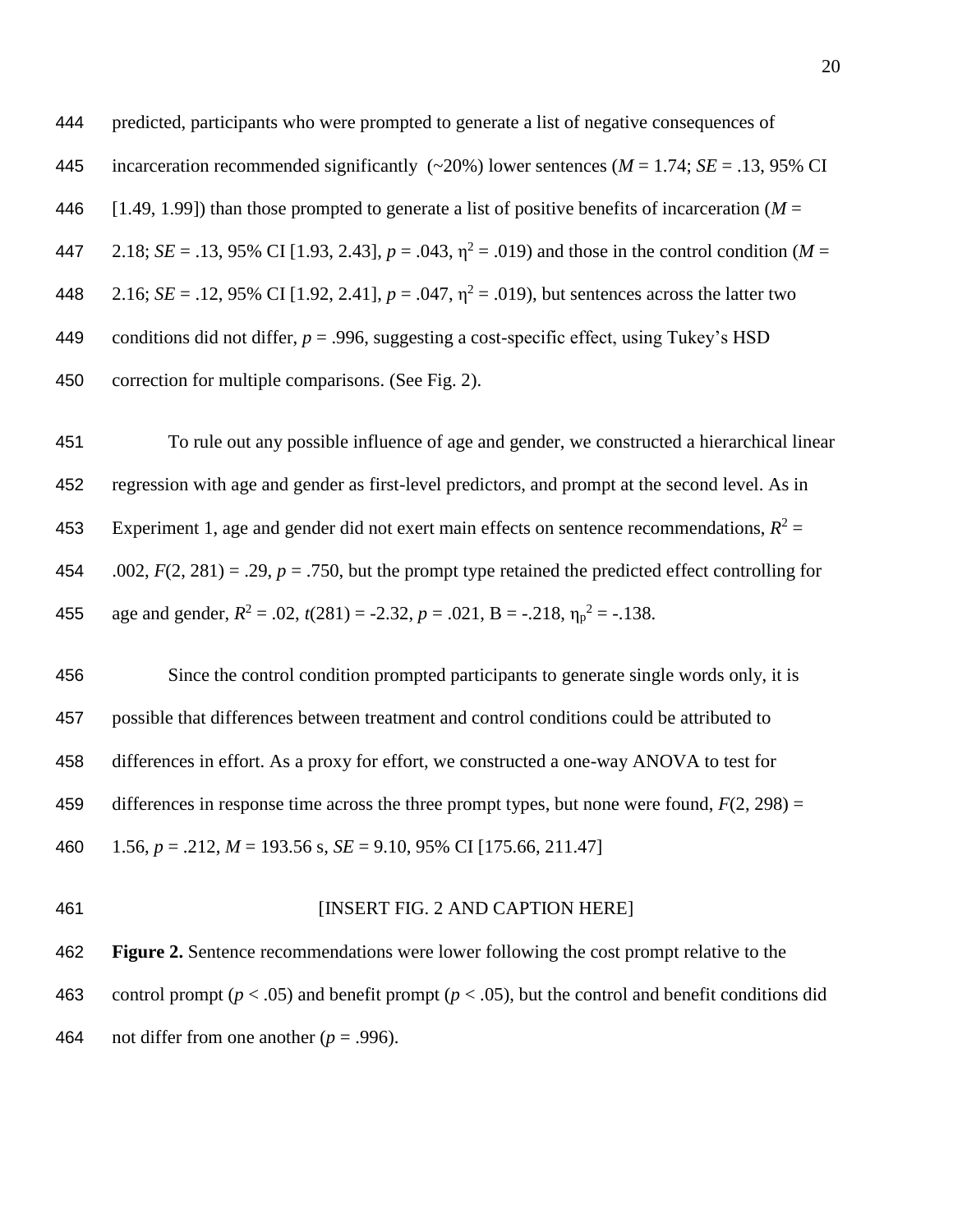predicted, participants who were prompted to generate a list of negative consequences of incarceration recommended significantly (~20%) lower sentences (*M* = 1.74; *SE* = .13, 95% CI [1.49, 1.99]) than those prompted to generate a list of positive benefits of incarceration (*M* = 2.18; *SE* = .13, 95% CI [1.93, 2.43], $p = .043$, $\eta^2 = .019$) and those in the control condition (*M* = 2.16; *SE* = .12, 95% CI [1.92, 2.41], $p = .047$, $\eta^2 = .019$), but sentences across the latter two conditions did not differ, $p = .996$, suggesting a cost-specific effect, using Tukey's HSD correction for multiple comparisons. (See Fig. 2).

To rule out any possible influence of age and gender, we constructed a hierarchical linear regression with age and gender as first-level predictors, and prompt at the second level. As in Experiment 1, age and gender did not exert main effects on sentence recommendations, $R^2 = .002$, $F(2, 281) = .29$, $p = .750$, but the prompt type retained the predicted effect controlling for age and gender, $R^2 = .02$, $t(281) = -2.32$, $p = .021$, B = -.218, $\eta_p^2 = -.138$.

Since the control condition prompted participants to generate single words only, it is possible that differences between treatment and control conditions could be attributed to differences in effort. As a proxy for effort, we constructed a one-way ANOVA to test for differences in response time across the three prompt types, but none were found, $F(2, 298) = 1.56$, $p = .212$, *M* = 193.56 s, *SE* = 9.10, 95% CI [175.66, 211.47]

[INSERT FIG. 2 AND CAPTION HERE]

**Figure 2.** Sentence recommendations were lower following the cost prompt relative to the control prompt ($p < .05$) and benefit prompt ($p < .05$), but the control and benefit conditions did not differ from one another ($p = .996$).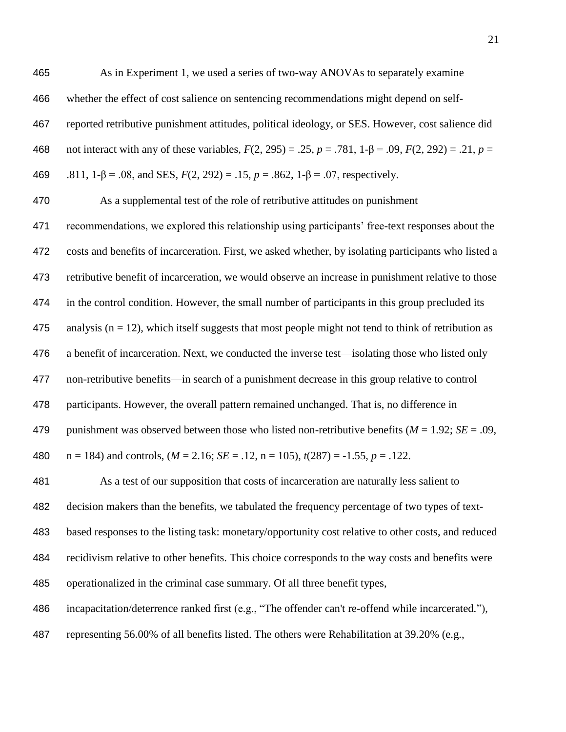As in Experiment 1, we used a series of two-way ANOVAs to separately examine whether the effect of cost salience on sentencing recommendations might depend on self-reported retributive punishment attitudes, political ideology, or SES. However, cost salience did not interact with any of these variables, $F(2, 295) = .25$, $p = .781$, $1\text{-}\beta = .09$, $F(2, 292) = .21$, $p = .811$, $1\text{-}\beta = .08$, and SES, $F(2, 292) = .15$, $p = .862$, $1\text{-}\beta = .07$, respectively.

As a supplemental test of the role of retributive attitudes on punishment recommendations, we explored this relationship using participants' free-text responses about the costs and benefits of incarceration. First, we asked whether, by isolating participants who listed a retributive benefit of incarceration, we would observe an increase in punishment relative to those in the control condition. However, the small number of participants in this group precluded its analysis ($n = 12$), which itself suggests that most people might not tend to think of retribution as a benefit of incarceration. Next, we conducted the inverse test—isolating those who listed only non-retributive benefits—in search of a punishment decrease in this group relative to control participants. However, the overall pattern remained unchanged. That is, no difference in punishment was observed between those who listed non-retributive benefits ($M = 1.92$; $SE = .09$, $n = 184$) and controls, ($M = 2.16$; $SE = .12$, $n = 105$), $t(287) = -1.55$, $p = .122$.

As a test of our supposition that costs of incarceration are naturally less salient to decision makers than the benefits, we tabulated the frequency percentage of two types of text-based responses to the listing task: monetary/opportunity cost relative to other costs, and reduced recidivism relative to other benefits. This choice corresponds to the way costs and benefits were operationalized in the criminal case summary. Of all three benefit types, incapacitation/deterrence ranked first (e.g., "The offender can't re-offend while incarcerated."), representing 56.00% of all benefits listed. The others were Rehabilitation at 39.20% (e.g.,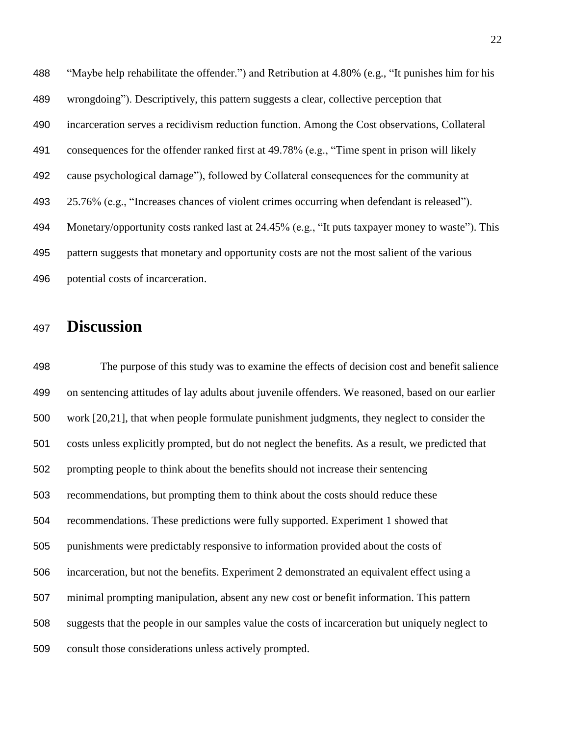"Maybe help rehabilitate the offender.") and Retribution at 4.80% (e.g., "It punishes him for his wrongdoing"). Descriptively, this pattern suggests a clear, collective perception that incarceration serves a recidivism reduction function. Among the Cost observations, Collateral consequences for the offender ranked first at 49.78% (e.g., "Time spent in prison will likely cause psychological damage"), followed by Collateral consequences for the community at 25.76% (e.g., "Increases chances of violent crimes occurring when defendant is released"). Monetary/opportunity costs ranked last at 24.45% (e.g., "It puts taxpayer money to waste"). This pattern suggests that monetary and opportunity costs are not the most salient of the various potential costs of incarceration.

# Discussion

The purpose of this study was to examine the effects of decision cost and benefit salience on sentencing attitudes of lay adults about juvenile offenders. We reasoned, based on our earlier work [20,21], that when people formulate punishment judgments, they neglect to consider the costs unless explicitly prompted, but do not neglect the benefits. As a result, we predicted that prompting people to think about the benefits should not increase their sentencing recommendations, but prompting them to think about the costs should reduce these recommendations. These predictions were fully supported. Experiment 1 showed that punishments were predictably responsive to information provided about the costs of incarceration, but not the benefits. Experiment 2 demonstrated an equivalent effect using a minimal prompting manipulation, absent any new cost or benefit information. This pattern suggests that the people in our samples value the costs of incarceration but uniquely neglect to consult those considerations unless actively prompted.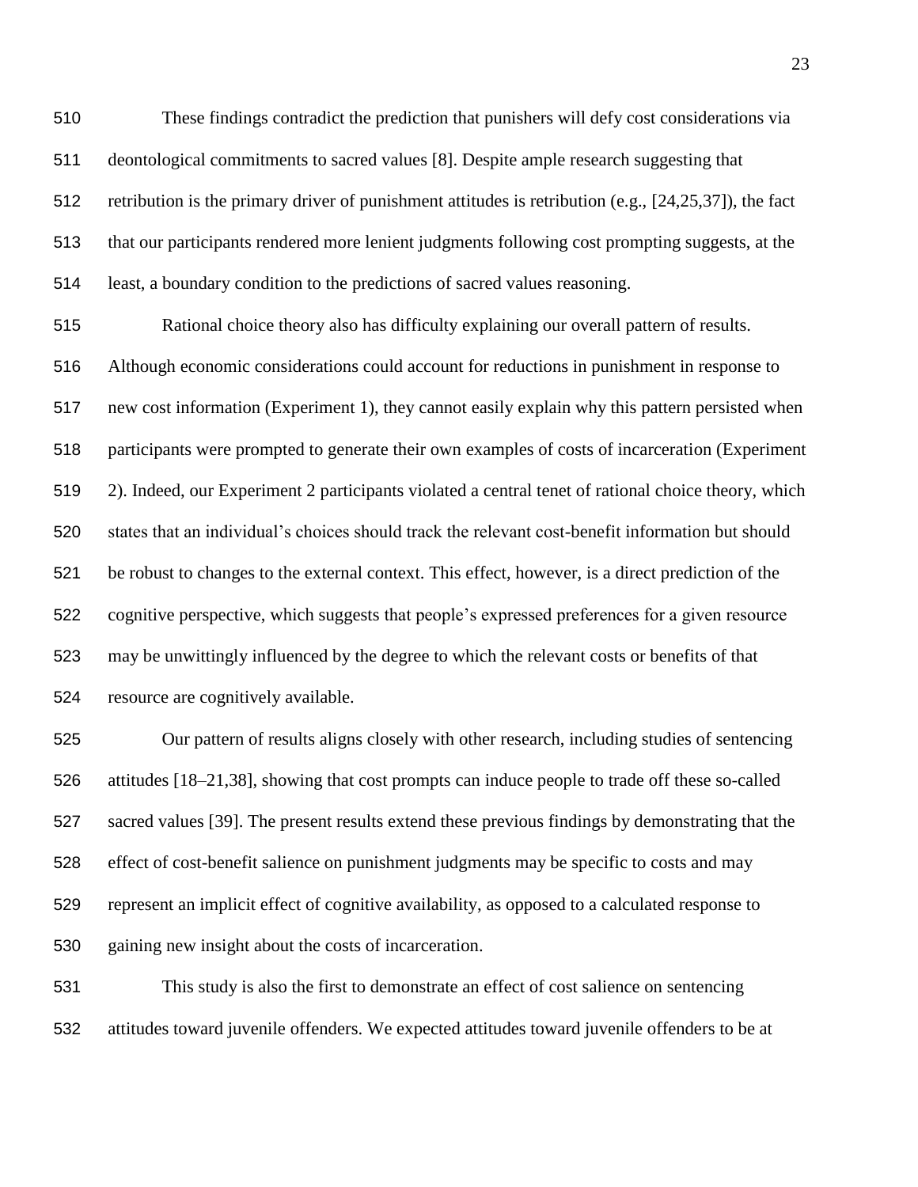These findings contradict the prediction that punishers will defy cost considerations via deontological commitments to sacred values [8]. Despite ample research suggesting that retribution is the primary driver of punishment attitudes is retribution (e.g., [24,25,37]), the fact that our participants rendered more lenient judgments following cost prompting suggests, at the least, a boundary condition to the predictions of sacred values reasoning.

Rational choice theory also has difficulty explaining our overall pattern of results. Although economic considerations could account for reductions in punishment in response to new cost information (Experiment 1), they cannot easily explain why this pattern persisted when participants were prompted to generate their own examples of costs of incarceration (Experiment 2). Indeed, our Experiment 2 participants violated a central tenet of rational choice theory, which states that an individual's choices should track the relevant cost-benefit information but should be robust to changes to the external context. This effect, however, is a direct prediction of the cognitive perspective, which suggests that people's expressed preferences for a given resource may be unwittingly influenced by the degree to which the relevant costs or benefits of that resource are cognitively available.

Our pattern of results aligns closely with other research, including studies of sentencing attitudes [18–21,38], showing that cost prompts can induce people to trade off these so-called sacred values [39]. The present results extend these previous findings by demonstrating that the effect of cost-benefit salience on punishment judgments may be specific to costs and may represent an implicit effect of cognitive availability, as opposed to a calculated response to gaining new insight about the costs of incarceration.

This study is also the first to demonstrate an effect of cost salience on sentencing attitudes toward juvenile offenders. We expected attitudes toward juvenile offenders to be at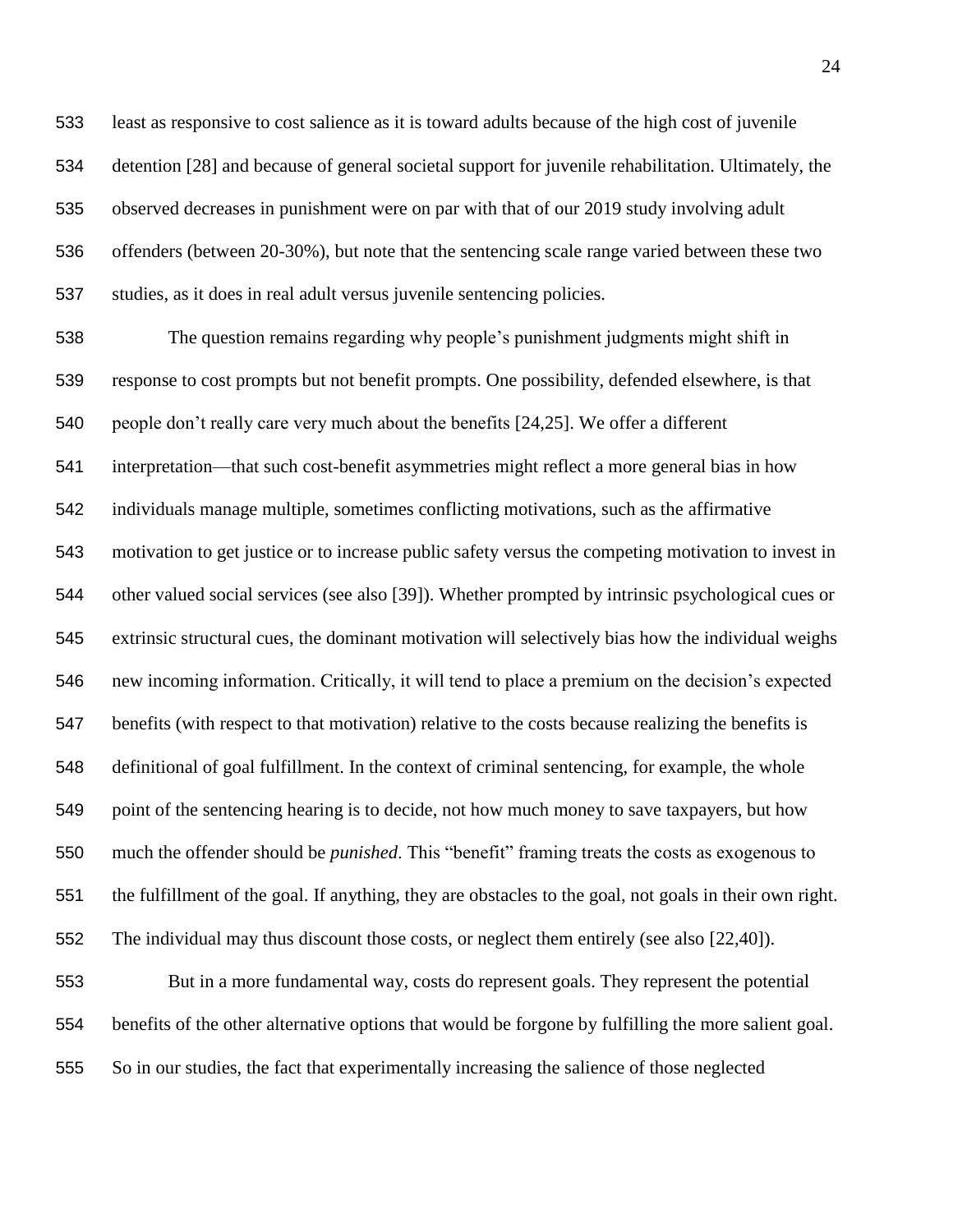least as responsive to cost salience as it is toward adults because of the high cost of juvenile detention [28] and because of general societal support for juvenile rehabilitation. Ultimately, the observed decreases in punishment were on par with that of our 2019 study involving adult offenders (between 20-30%), but note that the sentencing scale range varied between these two studies, as it does in real adult versus juvenile sentencing policies.

The question remains regarding why people's punishment judgments might shift in response to cost prompts but not benefit prompts. One possibility, defended elsewhere, is that people don't really care very much about the benefits [24,25]. We offer a different interpretation—that such cost-benefit asymmetries might reflect a more general bias in how individuals manage multiple, sometimes conflicting motivations, such as the affirmative motivation to get justice or to increase public safety versus the competing motivation to invest in other valued social services (see also [39]). Whether prompted by intrinsic psychological cues or extrinsic structural cues, the dominant motivation will selectively bias how the individual weighs new incoming information. Critically, it will tend to place a premium on the decision's expected benefits (with respect to that motivation) relative to the costs because realizing the benefits is definitional of goal fulfillment. In the context of criminal sentencing, for example, the whole point of the sentencing hearing is to decide, not how much money to save taxpayers, but how much the offender should be *punished*. This "benefit" framing treats the costs as exogenous to the fulfillment of the goal. If anything, they are obstacles to the goal, not goals in their own right. The individual may thus discount those costs, or neglect them entirely (see also [22,40]).

But in a more fundamental way, costs do represent goals. They represent the potential benefits of the other alternative options that would be forgone by fulfilling the more salient goal. So in our studies, the fact that experimentally increasing the salience of those neglected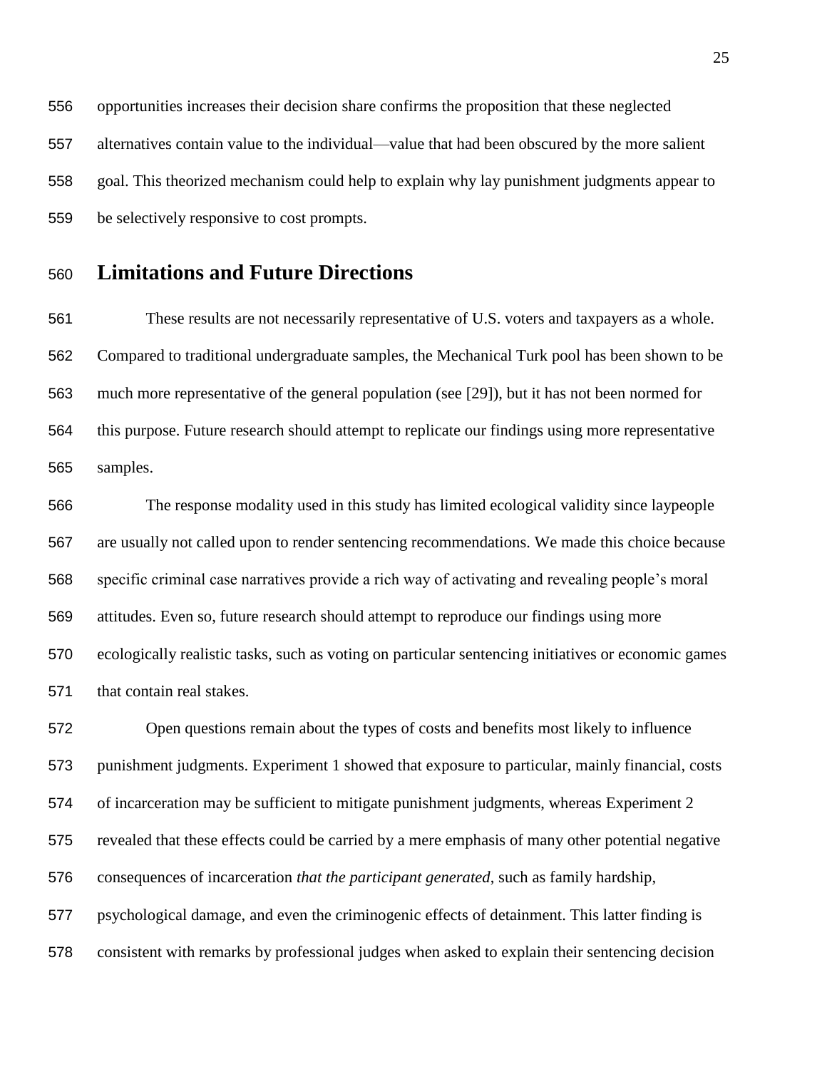opportunities increases their decision share confirms the proposition that these neglected alternatives contain value to the individual—value that had been obscured by the more salient goal. This theorized mechanism could help to explain why lay punishment judgments appear to be selectively responsive to cost prompts.

## Limitations and Future Directions

These results are not necessarily representative of U.S. voters and taxpayers as a whole. Compared to traditional undergraduate samples, the Mechanical Turk pool has been shown to be much more representative of the general population (see [29]), but it has not been normed for this purpose. Future research should attempt to replicate our findings using more representative samples.

The response modality used in this study has limited ecological validity since laypeople are usually not called upon to render sentencing recommendations. We made this choice because specific criminal case narratives provide a rich way of activating and revealing people's moral attitudes. Even so, future research should attempt to reproduce our findings using more ecologically realistic tasks, such as voting on particular sentencing initiatives or economic games that contain real stakes.

Open questions remain about the types of costs and benefits most likely to influence punishment judgments. Experiment 1 showed that exposure to particular, mainly financial, costs of incarceration may be sufficient to mitigate punishment judgments, whereas Experiment 2 revealed that these effects could be carried by a mere emphasis of many other potential negative consequences of incarceration *that the participant generated*, such as family hardship, psychological damage, and even the criminogenic effects of detainment. This latter finding is consistent with remarks by professional judges when asked to explain their sentencing decision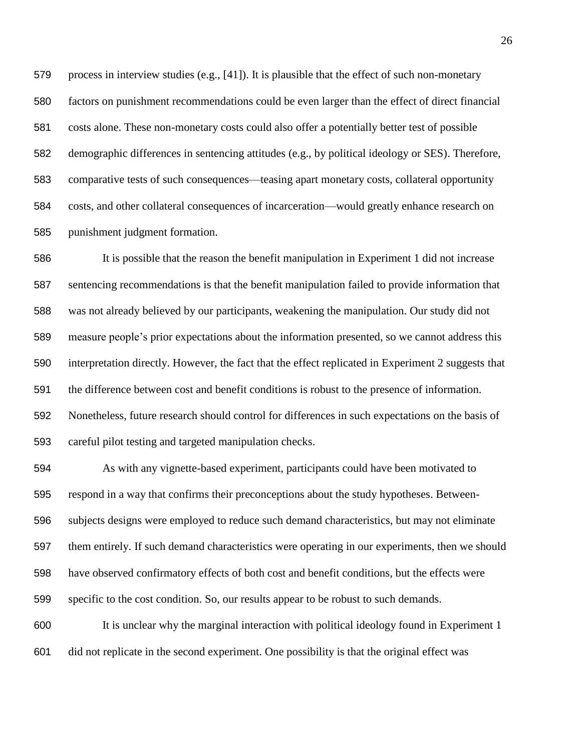process in interview studies (e.g., [41]). It is plausible that the effect of such non-monetary factors on punishment recommendations could be even larger than the effect of direct financial costs alone. These non-monetary costs could also offer a potentially better test of possible demographic differences in sentencing attitudes (e.g., by political ideology or SES). Therefore, comparative tests of such consequences—teasing apart monetary costs, collateral opportunity costs, and other collateral consequences of incarceration—would greatly enhance research on punishment judgment formation.

It is possible that the reason the benefit manipulation in Experiment 1 did not increase sentencing recommendations is that the benefit manipulation failed to provide information that was not already believed by our participants, weakening the manipulation. Our study did not measure people's prior expectations about the information presented, so we cannot address this interpretation directly. However, the fact that the effect replicated in Experiment 2 suggests that the difference between cost and benefit conditions is robust to the presence of information. Nonetheless, future research should control for differences in such expectations on the basis of careful pilot testing and targeted manipulation checks.

As with any vignette-based experiment, participants could have been motivated to respond in a way that confirms their preconceptions about the study hypotheses. Between-subjects designs were employed to reduce such demand characteristics, but may not eliminate them entirely. If such demand characteristics were operating in our experiments, then we should have observed confirmatory effects of both cost and benefit conditions, but the effects were specific to the cost condition. So, our results appear to be robust to such demands.

It is unclear why the marginal interaction with political ideology found in Experiment 1 did not replicate in the second experiment. One possibility is that the original effect was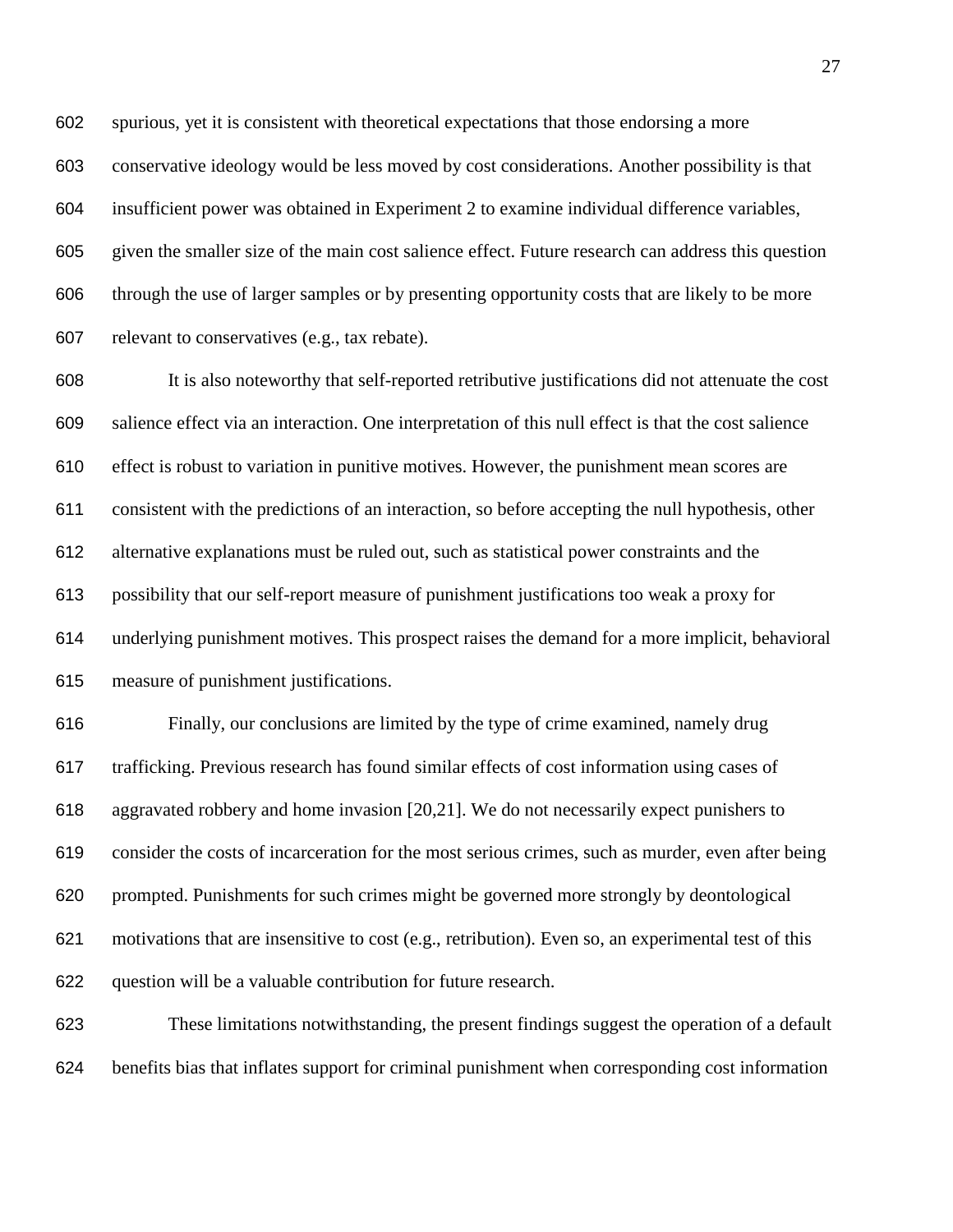spurious, yet it is consistent with theoretical expectations that those endorsing a more conservative ideology would be less moved by cost considerations. Another possibility is that insufficient power was obtained in Experiment 2 to examine individual difference variables, given the smaller size of the main cost salience effect. Future research can address this question through the use of larger samples or by presenting opportunity costs that are likely to be more relevant to conservatives (e.g., tax rebate).

It is also noteworthy that self-reported retributive justifications did not attenuate the cost salience effect via an interaction. One interpretation of this null effect is that the cost salience effect is robust to variation in punitive motives. However, the punishment mean scores are consistent with the predictions of an interaction, so before accepting the null hypothesis, other alternative explanations must be ruled out, such as statistical power constraints and the possibility that our self-report measure of punishment justifications too weak a proxy for underlying punishment motives. This prospect raises the demand for a more implicit, behavioral measure of punishment justifications.

Finally, our conclusions are limited by the type of crime examined, namely drug trafficking. Previous research has found similar effects of cost information using cases of aggravated robbery and home invasion [20,21]. We do not necessarily expect punishers to consider the costs of incarceration for the most serious crimes, such as murder, even after being prompted. Punishments for such crimes might be governed more strongly by deontological motivations that are insensitive to cost (e.g., retribution). Even so, an experimental test of this question will be a valuable contribution for future research.

These limitations notwithstanding, the present findings suggest the operation of a default benefits bias that inflates support for criminal punishment when corresponding cost information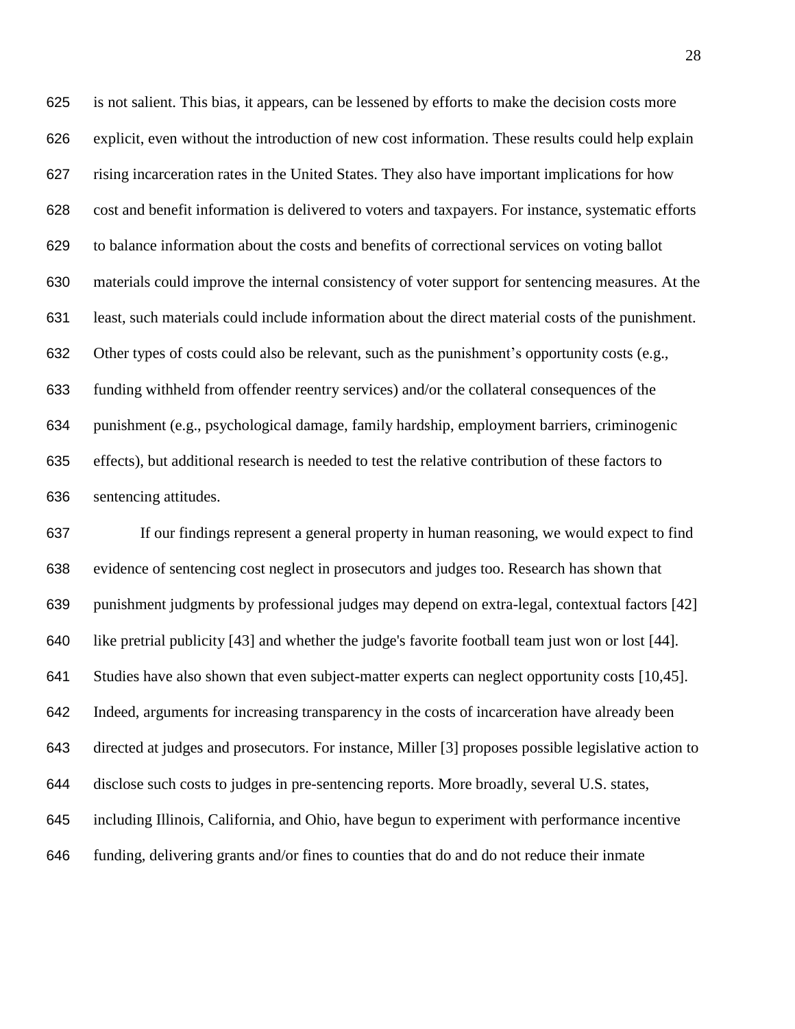is not salient. This bias, it appears, can be lessened by efforts to make the decision costs more explicit, even without the introduction of new cost information. These results could help explain rising incarceration rates in the United States. They also have important implications for how cost and benefit information is delivered to voters and taxpayers. For instance, systematic efforts to balance information about the costs and benefits of correctional services on voting ballot materials could improve the internal consistency of voter support for sentencing measures. At the least, such materials could include information about the direct material costs of the punishment. Other types of costs could also be relevant, such as the punishment's opportunity costs (e.g., funding withheld from offender reentry services) and/or the collateral consequences of the punishment (e.g., psychological damage, family hardship, employment barriers, criminogenic effects), but additional research is needed to test the relative contribution of these factors to sentencing attitudes.

If our findings represent a general property in human reasoning, we would expect to find evidence of sentencing cost neglect in prosecutors and judges too. Research has shown that punishment judgments by professional judges may depend on extra-legal, contextual factors [42] like pretrial publicity [43] and whether the judge's favorite football team just won or lost [44]. Studies have also shown that even subject-matter experts can neglect opportunity costs [10,45]. Indeed, arguments for increasing transparency in the costs of incarceration have already been directed at judges and prosecutors. For instance, Miller [3] proposes possible legislative action to disclose such costs to judges in pre-sentencing reports. More broadly, several U.S. states, including Illinois, California, and Ohio, have begun to experiment with performance incentive funding, delivering grants and/or fines to counties that do and do not reduce their inmate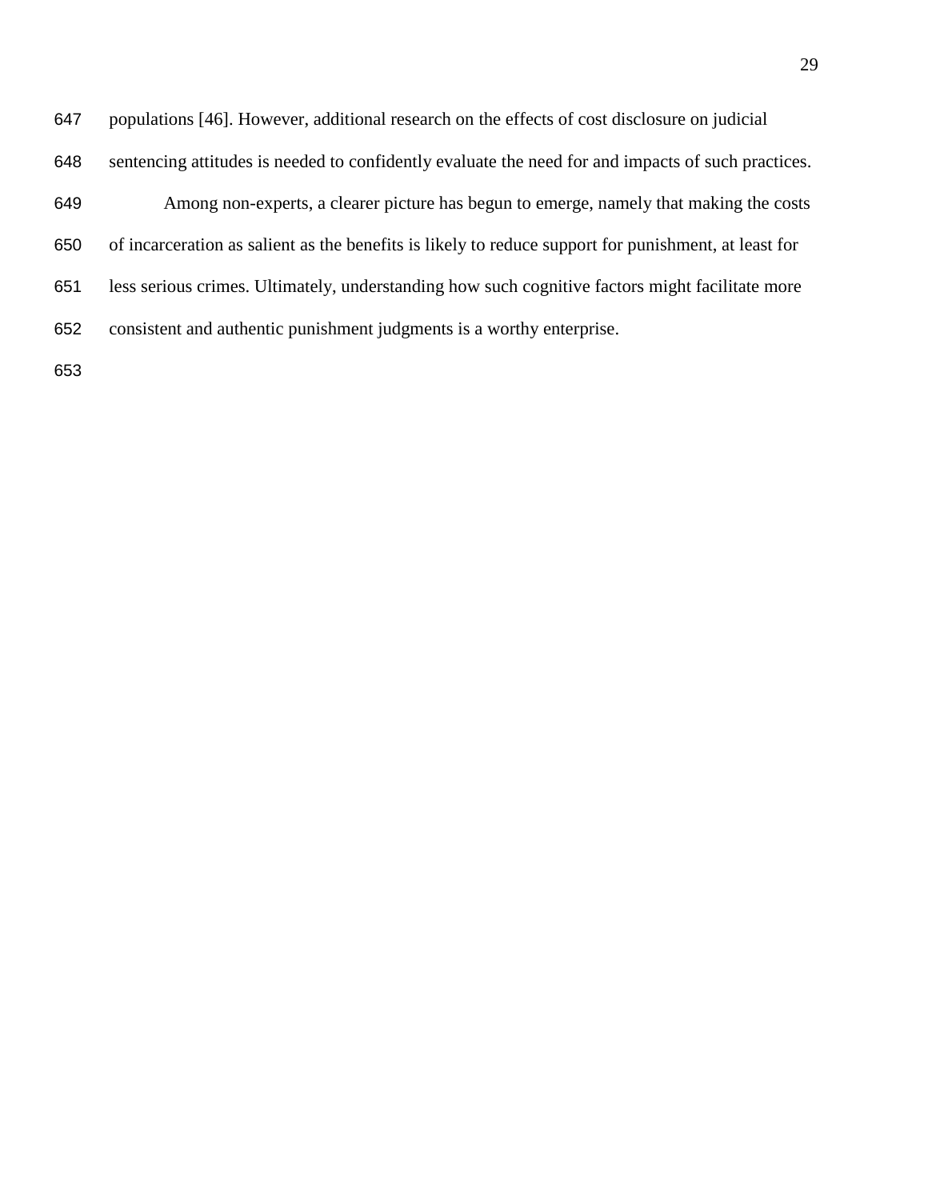populations [46]. However, additional research on the effects of cost disclosure on judicial sentencing attitudes is needed to confidently evaluate the need for and impacts of such practices.

Among non-experts, a clearer picture has begun to emerge, namely that making the costs of incarceration as salient as the benefits is likely to reduce support for punishment, at least for less serious crimes. Ultimately, understanding how such cognitive factors might facilitate more consistent and authentic punishment judgments is a worthy enterprise.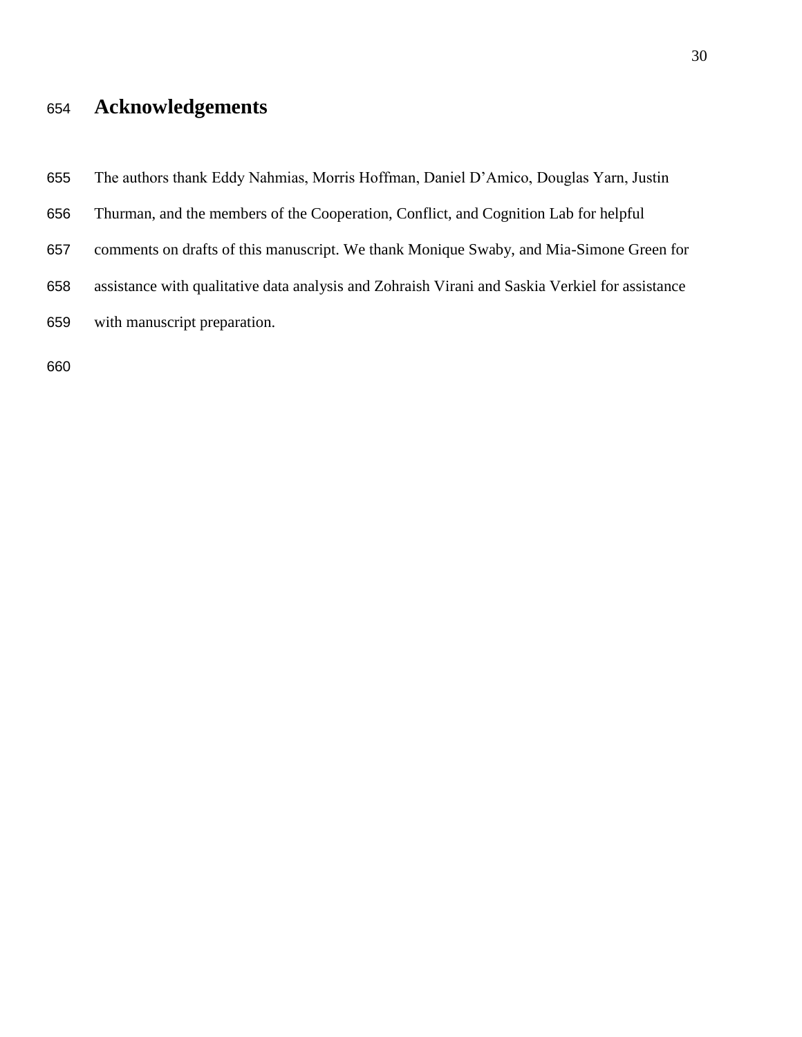# Acknowledgements

The authors thank Eddy Nahmias, Morris Hoffman, Daniel D'Amico, Douglas Yarn, Justin Thurman, and the members of the Cooperation, Conflict, and Cognition Lab for helpful comments on drafts of this manuscript. We thank Monique Swaby, and Mia-Simone Green for assistance with qualitative data analysis and Zohraish Virani and Saskia Verkiel for assistance with manuscript preparation.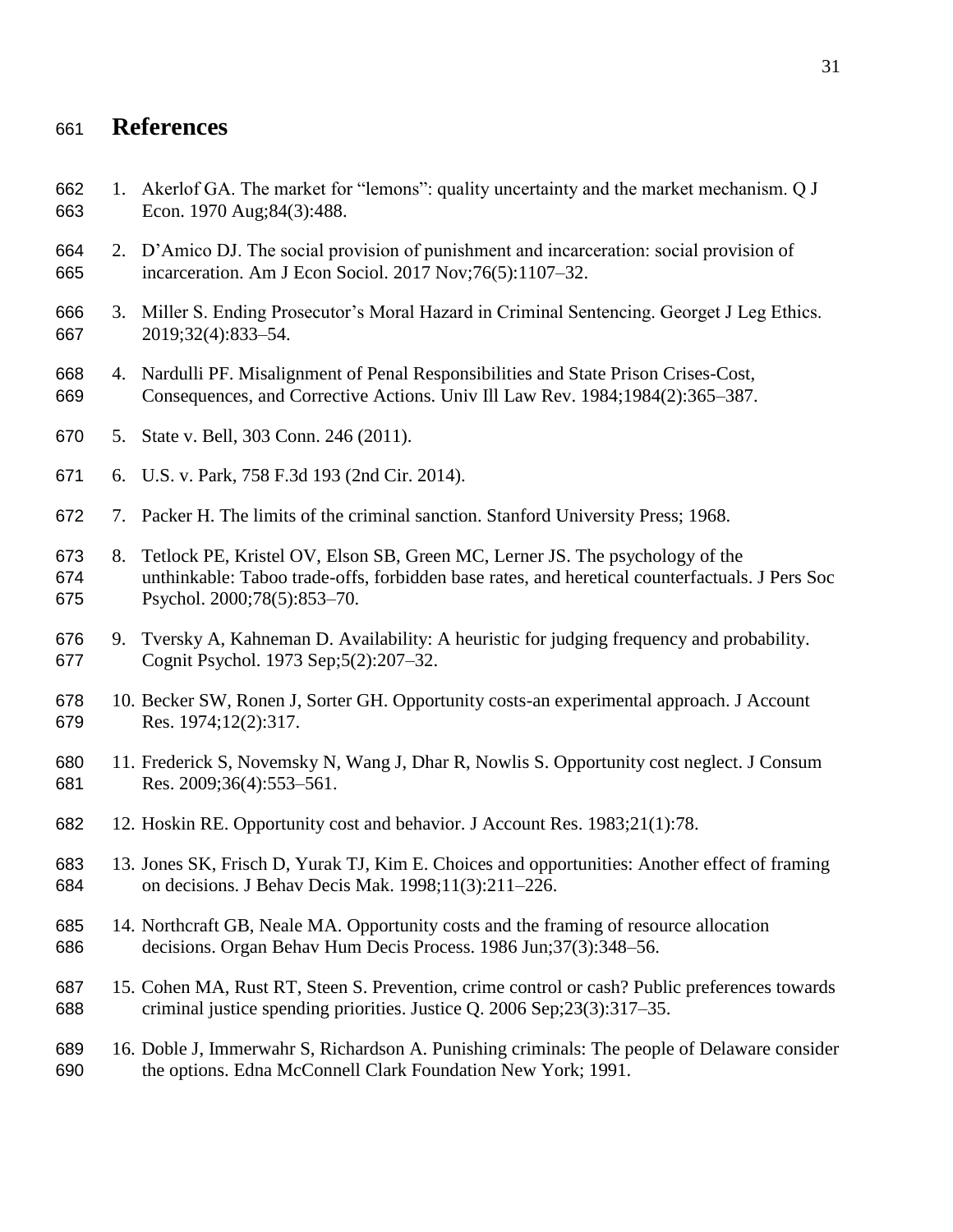# References

1. Akerlof GA. The market for “lemons”: quality uncertainty and the market mechanism. Q J Econ. 1970 Aug;84(3):488.
2. D’Amico DJ. The social provision of punishment and incarceration: social provision of incarceration. Am J Econ Sociol. 2017 Nov;76(5):1107–32.
3. Miller S. Ending Prosecutor’s Moral Hazard in Criminal Sentencing. Georget J Leg Ethics. 2019;32(4):833–54.
4. Nardulli PF. Misalignment of Penal Responsibilities and State Prison Crises-Cost, Consequences, and Corrective Actions. Univ Ill Law Rev. 1984;1984(2):365–387.
5. State v. Bell, 303 Conn. 246 (2011).
6. U.S. v. Park, 758 F.3d 193 (2nd Cir. 2014).
7. Packer H. The limits of the criminal sanction. Stanford University Press; 1968.
8. Tetlock PE, Kristel OV, Elson SB, Green MC, Lerner JS. The psychology of the unthinkable: Taboo trade-offs, forbidden base rates, and heretical counterfactuals. J Pers Soc Psychol. 2000;78(5):853–70.
9. Tversky A, Kahneman D. Availability: A heuristic for judging frequency and probability. Cognit Psychol. 1973 Sep;5(2):207–32.
10. Becker SW, Ronen J, Sorter GH. Opportunity costs-an experimental approach. J Account Res. 1974;12(2):317.
11. Frederick S, Novemsky N, Wang J, Dhar R, Nowlis S. Opportunity cost neglect. J Consum Res. 2009;36(4):553–561.
12. Hoskin RE. Opportunity cost and behavior. J Account Res. 1983;21(1):78.
13. Jones SK, Frisch D, Yurak TJ, Kim E. Choices and opportunities: Another effect of framing on decisions. J Behav Decis Mak. 1998;11(3):211–226.
14. Northcraft GB, Neale MA. Opportunity costs and the framing of resource allocation decisions. Organ Behav Hum Decis Process. 1986 Jun;37(3):348–56.
15. Cohen MA, Rust RT, Steen S. Prevention, crime control or cash? Public preferences towards criminal justice spending priorities. Justice Q. 2006 Sep;23(3):317–35.
16. Doble J, Immerwahr S, Richardson A. Punishing criminals: The people of Delaware consider the options. Edna McConnell Clark Foundation New York; 1991.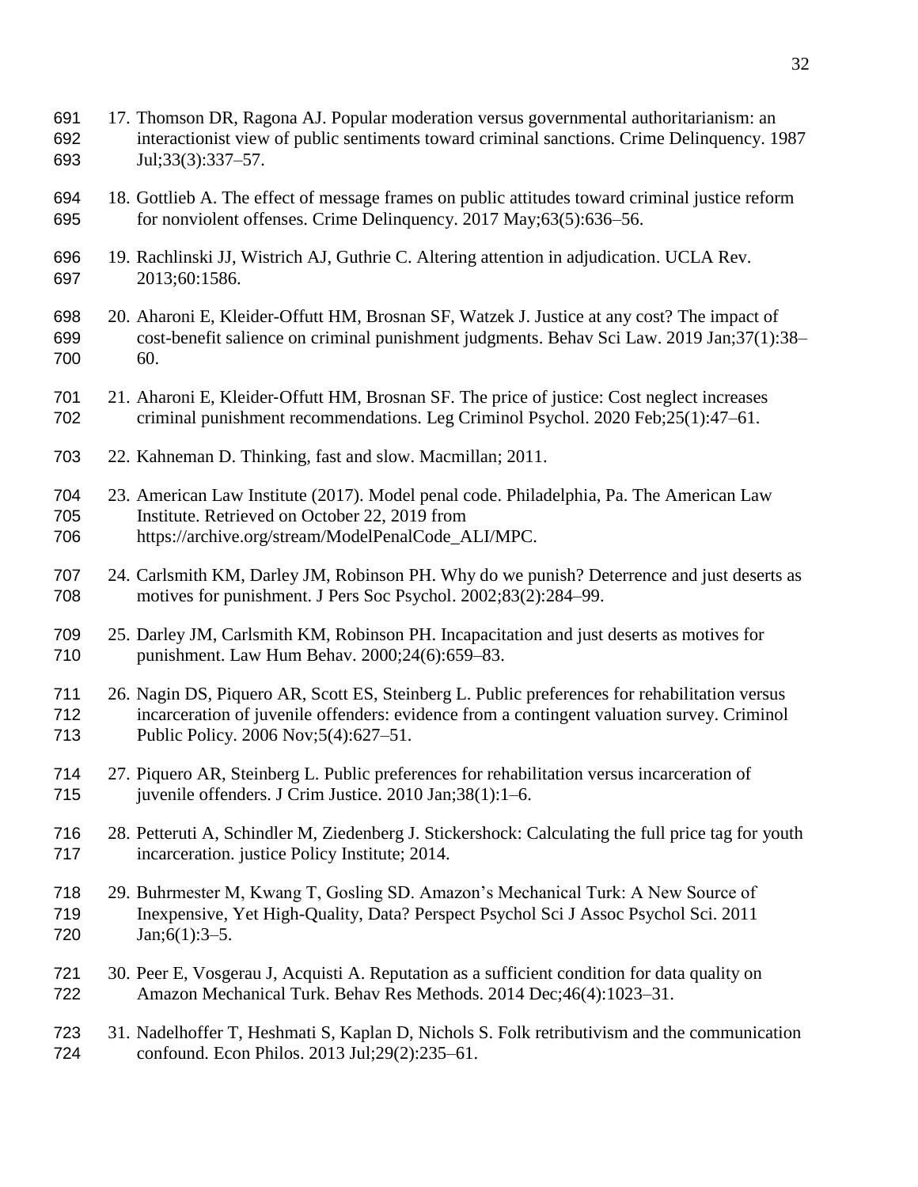17. Thomson DR, Ragona AJ. Popular moderation versus governmental authoritarianism: an interactionist view of public sentiments toward criminal sanctions. Crime Delinquency. 1987 Jul;33(3):337–57.

18. Gottlieb A. The effect of message frames on public attitudes toward criminal justice reform for nonviolent offenses. Crime Delinquency. 2017 May;63(5):636–56.

19. Rachlinski JJ, Wistrich AJ, Guthrie C. Altering attention in adjudication. UCLA Rev. 2013;60:1586.

20. Aharoni E, Kleider-Offutt HM, Brosnan SF, Watzek J. Justice at any cost? The impact of cost-benefit salience on criminal punishment judgments. Behav Sci Law. 2019 Jan;37(1):38–60.

21. Aharoni E, Kleider-Offutt HM, Brosnan SF. The price of justice: Cost neglect increases criminal punishment recommendations. Leg Criminol Psychol. 2020 Feb;25(1):47–61.

22. Kahneman D. Thinking, fast and slow. Macmillan; 2011.

23. American Law Institute (2017). Model penal code. Philadelphia, Pa. The American Law Institute. Retrieved on October 22, 2019 from https://archive.org/stream/ModelPenalCode_ALI/MPC.

24. Carlsmith KM, Darley JM, Robinson PH. Why do we punish? Deterrence and just deserts as motives for punishment. J Pers Soc Psychol. 2002;83(2):284–99.

25. Darley JM, Carlsmith KM, Robinson PH. Incapacitation and just deserts as motives for punishment. Law Hum Behav. 2000;24(6):659–83.

26. Nagin DS, Piquero AR, Scott ES, Steinberg L. Public preferences for rehabilitation versus incarceration of juvenile offenders: evidence from a contingent valuation survey. Criminol Public Policy. 2006 Nov;5(4):627–51.

27. Piquero AR, Steinberg L. Public preferences for rehabilitation versus incarceration of juvenile offenders. J Crim Justice. 2010 Jan;38(1):1–6.

28. Petteruti A, Schindler M, Ziedenberg J. Stickershock: Calculating the full price tag for youth incarceration. justice Policy Institute; 2014.

29. Buhrmester M, Kwang T, Gosling SD. Amazon's Mechanical Turk: A New Source of Inexpensive, Yet High-Quality, Data? Perspect Psychol Sci J Assoc Psychol Sci. 2011 Jan;6(1):3–5.

30. Peer E, Vosgerau J, Acquisti A. Reputation as a sufficient condition for data quality on Amazon Mechanical Turk. Behav Res Methods. 2014 Dec;46(4):1023–31.

31. Nadelhoffer T, Heshmati S, Kaplan D, Nichols S. Folk retributivism and the communication confound. Econ Philos. 2013 Jul;29(2):235–61.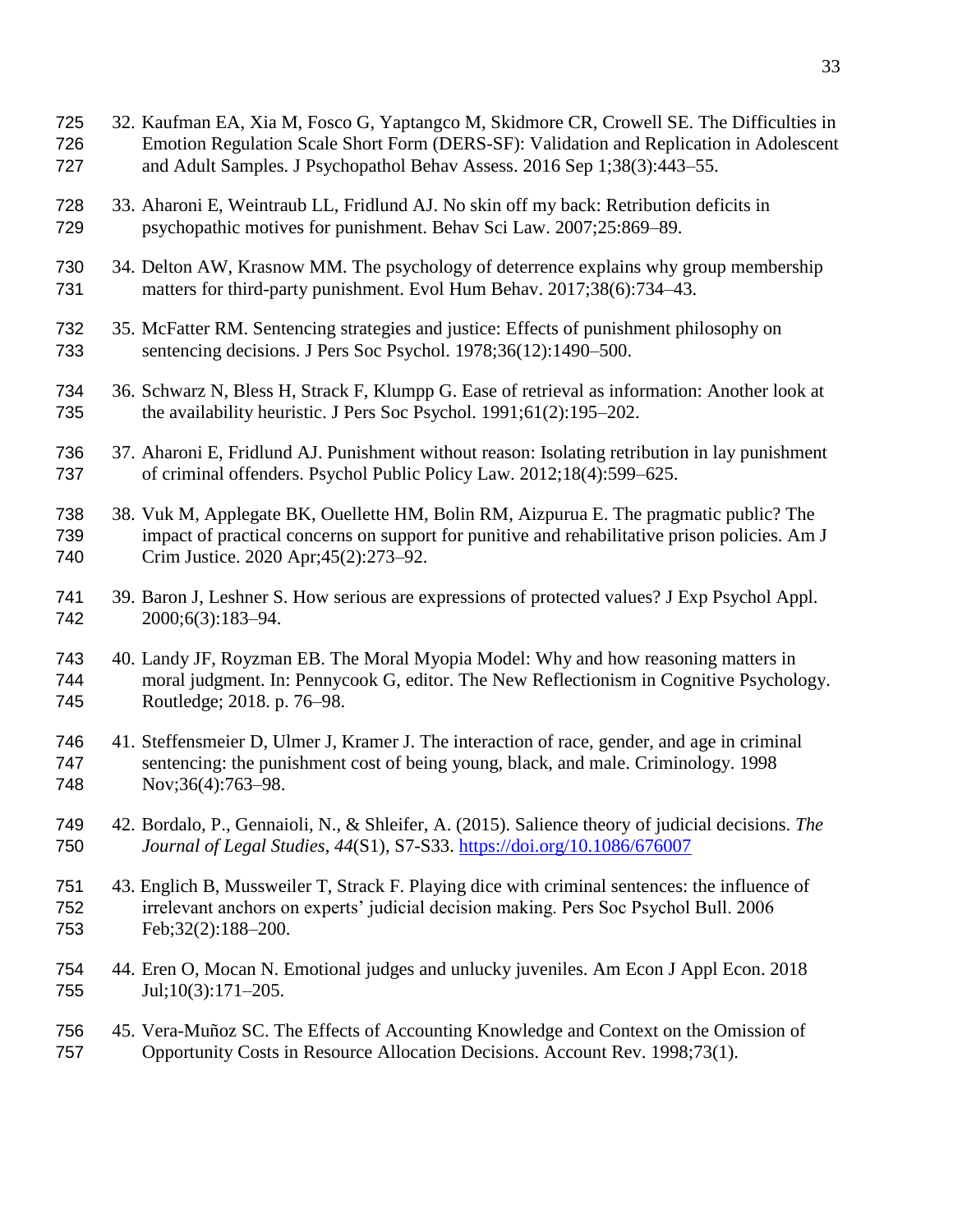32. Kaufman EA, Xia M, Fosco G, Yaptangco M, Skidmore CR, Crowell SE. The Difficulties in Emotion Regulation Scale Short Form (DERS-SF): Validation and Replication in Adolescent and Adult Samples. J Psychopathol Behav Assess. 2016 Sep 1;38(3):443–55.

33. Aharoni E, Weintraub LL, Fridlund AJ. No skin off my back: Retribution deficits in psychopathic motives for punishment. Behav Sci Law. 2007;25:869–89.

34. Delton AW, Krasnow MM. The psychology of deterrence explains why group membership matters for third-party punishment. Evol Hum Behav. 2017;38(6):734–43.

35. McFatter RM. Sentencing strategies and justice: Effects of punishment philosophy on sentencing decisions. J Pers Soc Psychol. 1978;36(12):1490–500.

36. Schwarz N, Bless H, Strack F, Klumpp G. Ease of retrieval as information: Another look at the availability heuristic. J Pers Soc Psychol. 1991;61(2):195–202.

37. Aharoni E, Fridlund AJ. Punishment without reason: Isolating retribution in lay punishment of criminal offenders. Psychol Public Policy Law. 2012;18(4):599–625.

38. Vuk M, Applegate BK, Ouellette HM, Bolin RM, Aizpurua E. The pragmatic public? The impact of practical concerns on support for punitive and rehabilitative prison policies. Am J Crim Justice. 2020 Apr;45(2):273–92.

39. Baron J, Leshner S. How serious are expressions of protected values? J Exp Psychol Appl. 2000;6(3):183–94.

40. Landy JF, Royzman EB. The Moral Myopia Model: Why and how reasoning matters in moral judgment. In: Pennycook G, editor. The New Reflectionism in Cognitive Psychology. Routledge; 2018. p. 76–98.

41. Steffensmeier D, Ulmer J, Kramer J. The interaction of race, gender, and age in criminal sentencing: the punishment cost of being young, black, and male. Criminology. 1998 Nov;36(4):763–98.

42. Bordalo, P., Gennaioli, N., & Shleifer, A. (2015). Salience theory of judicial decisions. *The Journal of Legal Studies*, *44*(S1), S7-S33. https://doi.org/10.1086/676007

43. Englich B, Mussweiler T, Strack F. Playing dice with criminal sentences: the influence of irrelevant anchors on experts' judicial decision making. Pers Soc Psychol Bull. 2006 Feb;32(2):188–200.

44. Eren O, Mocan N. Emotional judges and unlucky juveniles. Am Econ J Appl Econ. 2018 Jul;10(3):171–205.

45. Vera-Muñoz SC. The Effects of Accounting Knowledge and Context on the Omission of Opportunity Costs in Resource Allocation Decisions. Account Rev. 1998;73(1).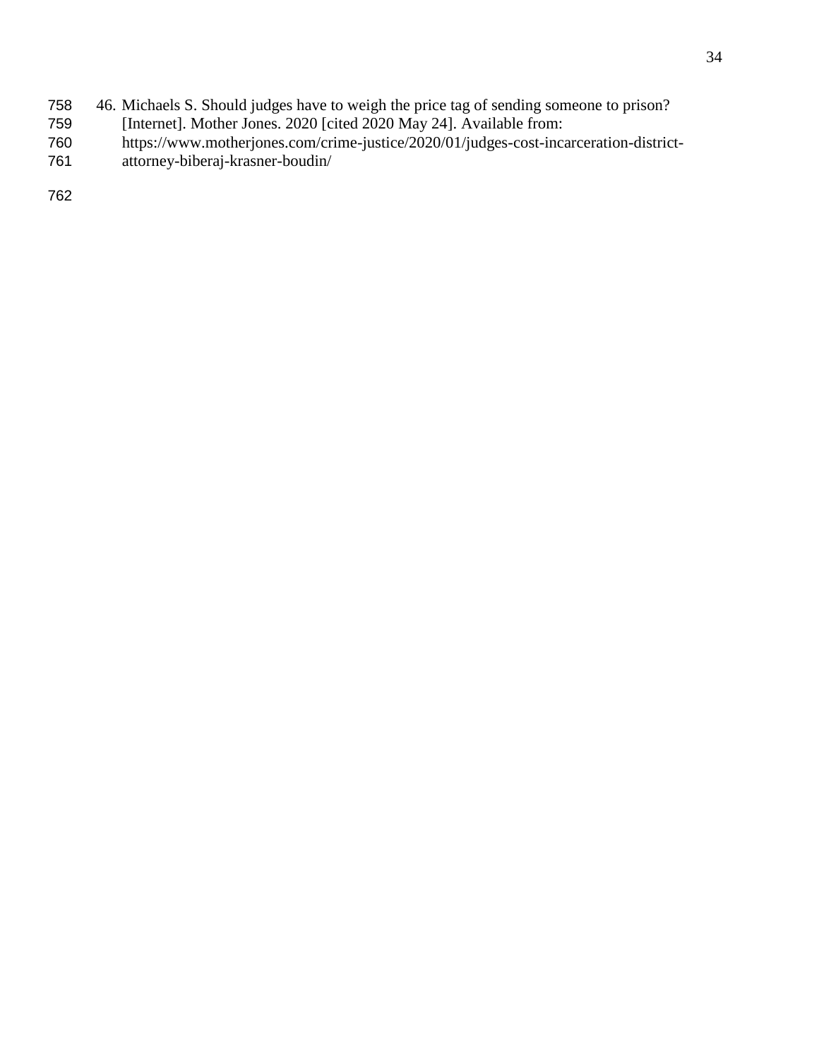46. Michaels S. Should judges have to weigh the price tag of sending someone to prison? [Internet]. Mother Jones. 2020 [cited 2020 May 24]. Available from: https://www.motherjones.com/crime-justice/2020/01/judges-cost-incarceration-district-attorney-biberaj-krasner-boudin/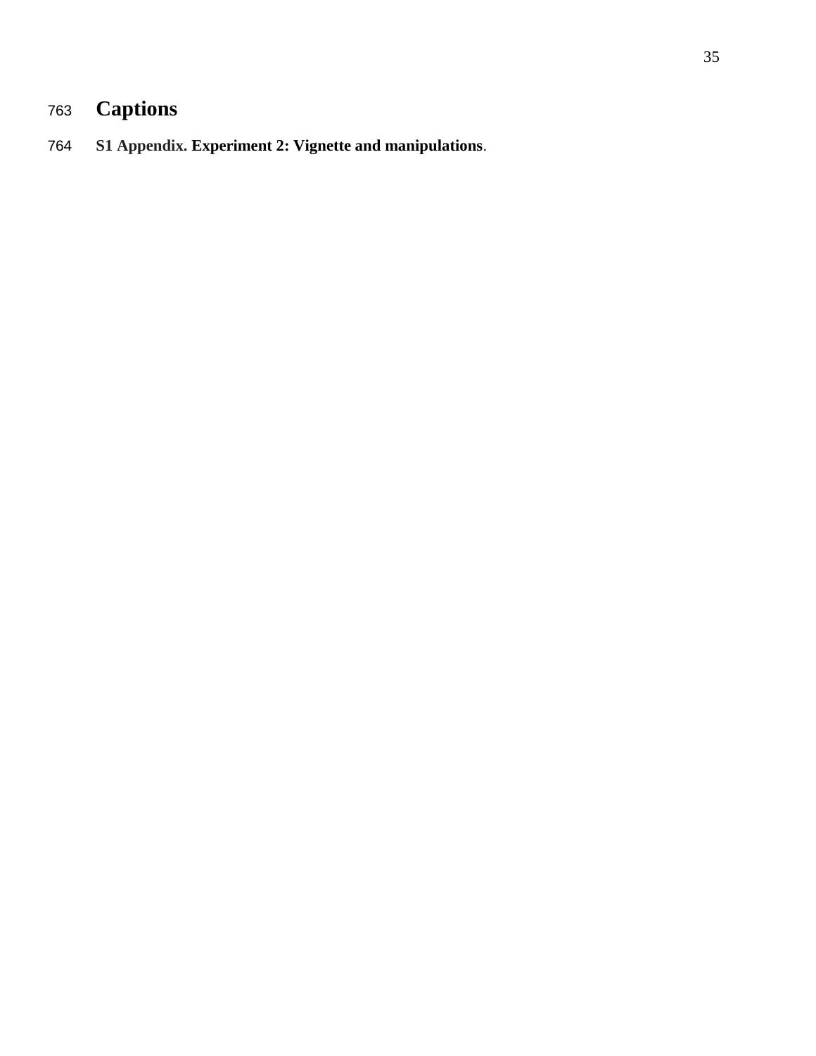# Captions

**S1 Appendix. Experiment 2: Vignette and manipulations**.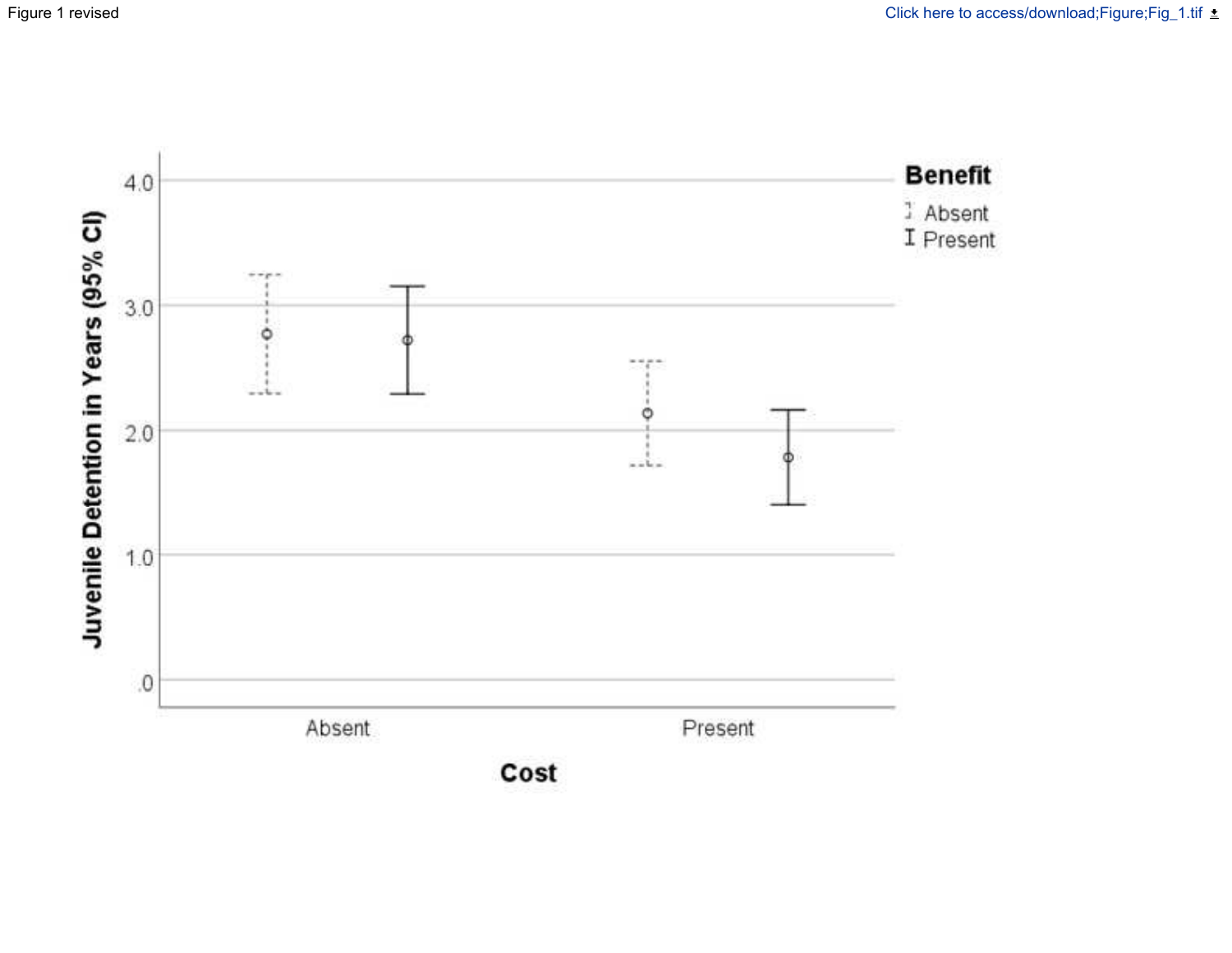Figure 1 revised

Click here to access/download;Figure;Fig_1.tif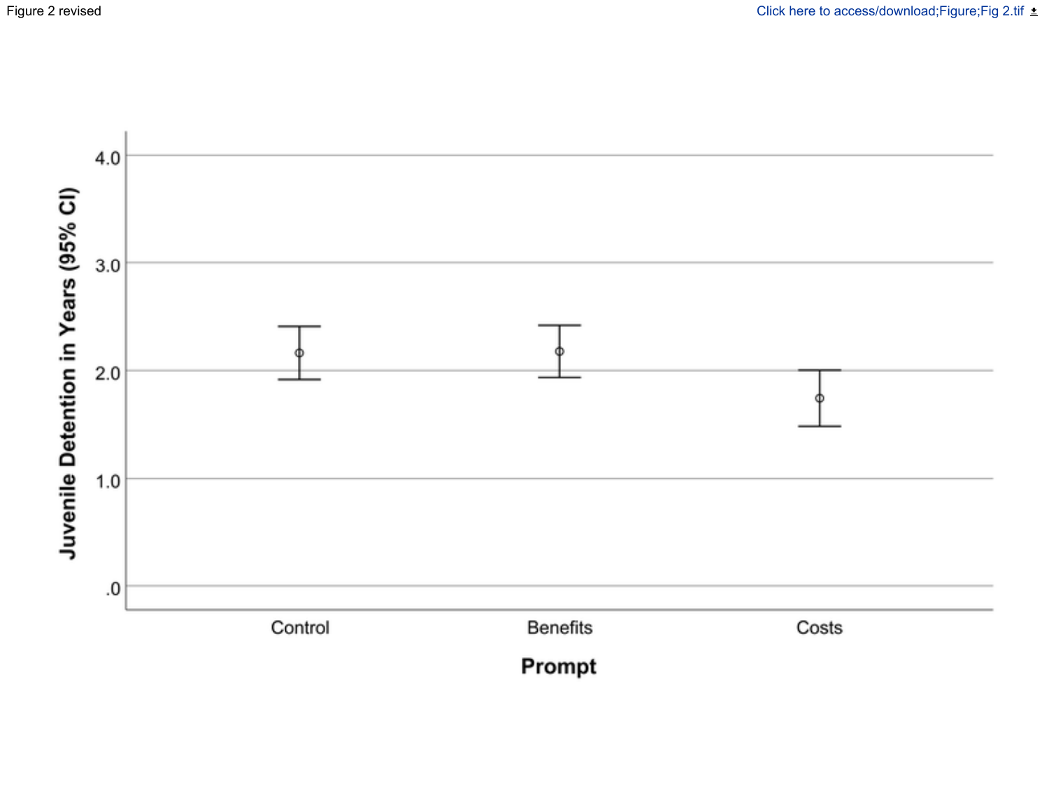Figure 2 revised

Juvenile Detention in Years (95% CI)

4.0

3.0

2.0

1.0

.0

Control

Benefits

Costs

Prompt